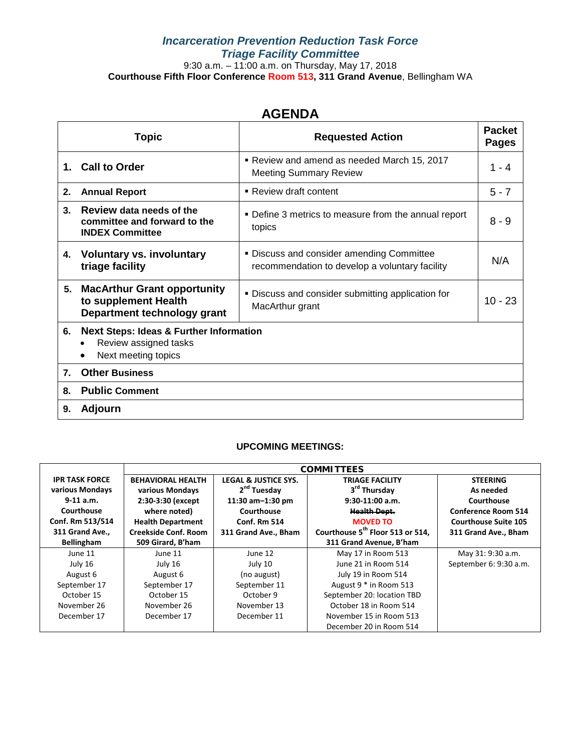# *Incarceration Prevention Reduction Task Force*
## *Triage Facility Committee*

9:30 a.m. – 11:00 a.m. on Thursday, May 17, 2018

**Courthouse Fifth Floor Conference Room 513, 311 Grand Avenue**, Bellingham WA

## AGENDA

| Topic | Requested Action | Packet Pages |
|---|---|---|
| **1. Call to Order** | ▪ Review and amend as needed March 15, 2017 Meeting Summary Review | 1 - 4 |
| **2. Annual Report** | ▪ Review draft content | 5 - 7 |
| **3. Review data needs of the committee and forward to the INDEX Committee** | ▪ Define 3 metrics to measure from the annual report topics | 8 - 9 |
| **4. Voluntary vs. involuntary triage facility** | ▪ Discuss and consider amending Committee recommendation to develop a voluntary facility | N/A |
| **5. MacArthur Grant opportunity to supplement Health Department technology grant** | ▪ Discuss and consider submitting application for MacArthur grant | 10 - 23 |
| **6. Next Steps: Ideas & Further Information**<br>• Review assigned tasks<br>• Next meeting topics | | |
| **7. Other Business** | | |
| **8. Public Comment** | | |
| **9. Adjourn** | | |

**UPCOMING MEETINGS:**

| | COMMITTEES | | | |
|---|---|---|---|---|
| **IPR TASK FORCE various Mondays 9-11 a.m. Courthouse Conf. Rm 513/514 311 Grand Ave., Bellingham** | **BEHAVIORAL HEALTH various Mondays 2:30-3:30 (except where noted) Health Department Creekside Conf. Room 509 Girard, B'ham** | **LEGAL & JUSTICE SYS. 2nd Tuesday 11:30 am–1:30 pm Courthouse Conf. Rm 514 311 Grand Ave., Bham** | **TRIAGE FACILITY 3rd Thursday 9:30-11:00 a.m. ~~Health Dept.~~ MOVED TO Courthouse 5th Floor 513 or 514, 311 Grand Avenue, B'ham** | **STEERING As needed Courthouse Conference Room 514 Courthouse Suite 105 311 Grand Ave., Bham** |
| June 11<br>July 16<br>August 6<br>September 17<br>October 15<br>November 26<br>December 17 | June 11<br>July 16<br>August 6<br>September 17<br>October 15<br>November 26<br>December 17 | June 12<br>July 10<br>(no august)<br>September 11<br>October 9<br>November 13<br>December 11 | May 17 in Room 513<br>June 21 in Room 514<br>July 19 in Room 514<br>August 9 * in Room 513<br>September 20: location TBD<br>October 18 in Room 514<br>November 15 in Room 513<br>December 20 in Room 514 | May 31: 9:30 a.m.<br>September 6: 9:30 a.m. |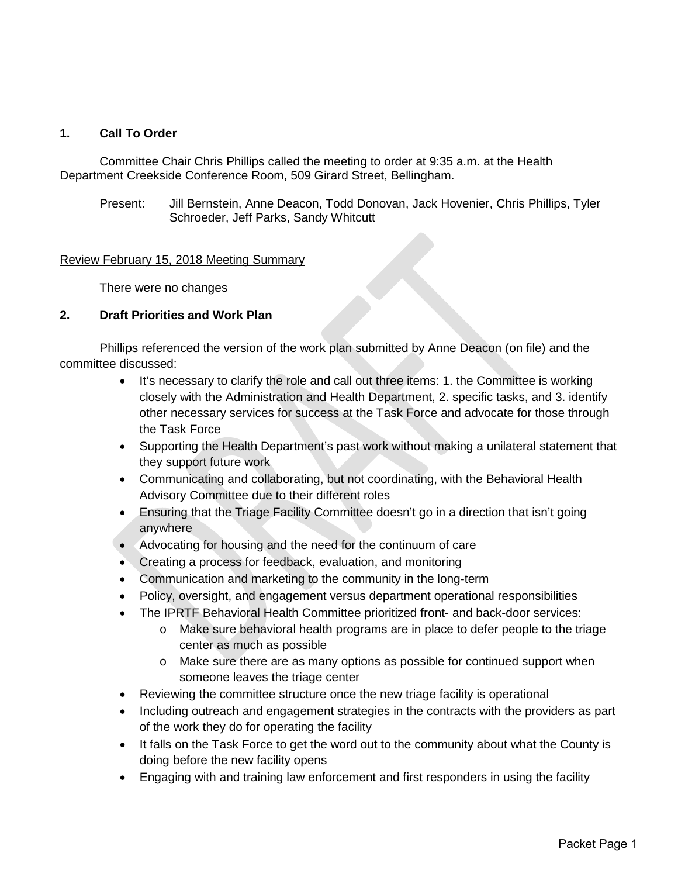## 1. Call To Order

Committee Chair Chris Phillips called the meeting to order at 9:35 a.m. at the Health Department Creekside Conference Room, 509 Girard Street, Bellingham.

Present: Jill Bernstein, Anne Deacon, Todd Donovan, Jack Hovenier, Chris Phillips, Tyler Schroeder, Jeff Parks, Sandy Whitcutt

Review February 15, 2018 Meeting Summary

There were no changes

## 2. Draft Priorities and Work Plan

Phillips referenced the version of the work plan submitted by Anne Deacon (on file) and the committee discussed:

- It's necessary to clarify the role and call out three items: 1. the Committee is working closely with the Administration and Health Department, 2. specific tasks, and 3. identify other necessary services for success at the Task Force and advocate for those through the Task Force
- Supporting the Health Department's past work without making a unilateral statement that they support future work
- Communicating and collaborating, but not coordinating, with the Behavioral Health Advisory Committee due to their different roles
- Ensuring that the Triage Facility Committee doesn't go in a direction that isn't going anywhere
- Advocating for housing and the need for the continuum of care
- Creating a process for feedback, evaluation, and monitoring
- Communication and marketing to the community in the long-term
- Policy, oversight, and engagement versus department operational responsibilities
- The IPRTF Behavioral Health Committee prioritized front- and back-door services:
  - Make sure behavioral health programs are in place to defer people to the triage center as much as possible
  - Make sure there are as many options as possible for continued support when someone leaves the triage center
- Reviewing the committee structure once the new triage facility is operational
- Including outreach and engagement strategies in the contracts with the providers as part of the work they do for operating the facility
- It falls on the Task Force to get the word out to the community about what the County is doing before the new facility opens
- Engaging with and training law enforcement and first responders in using the facility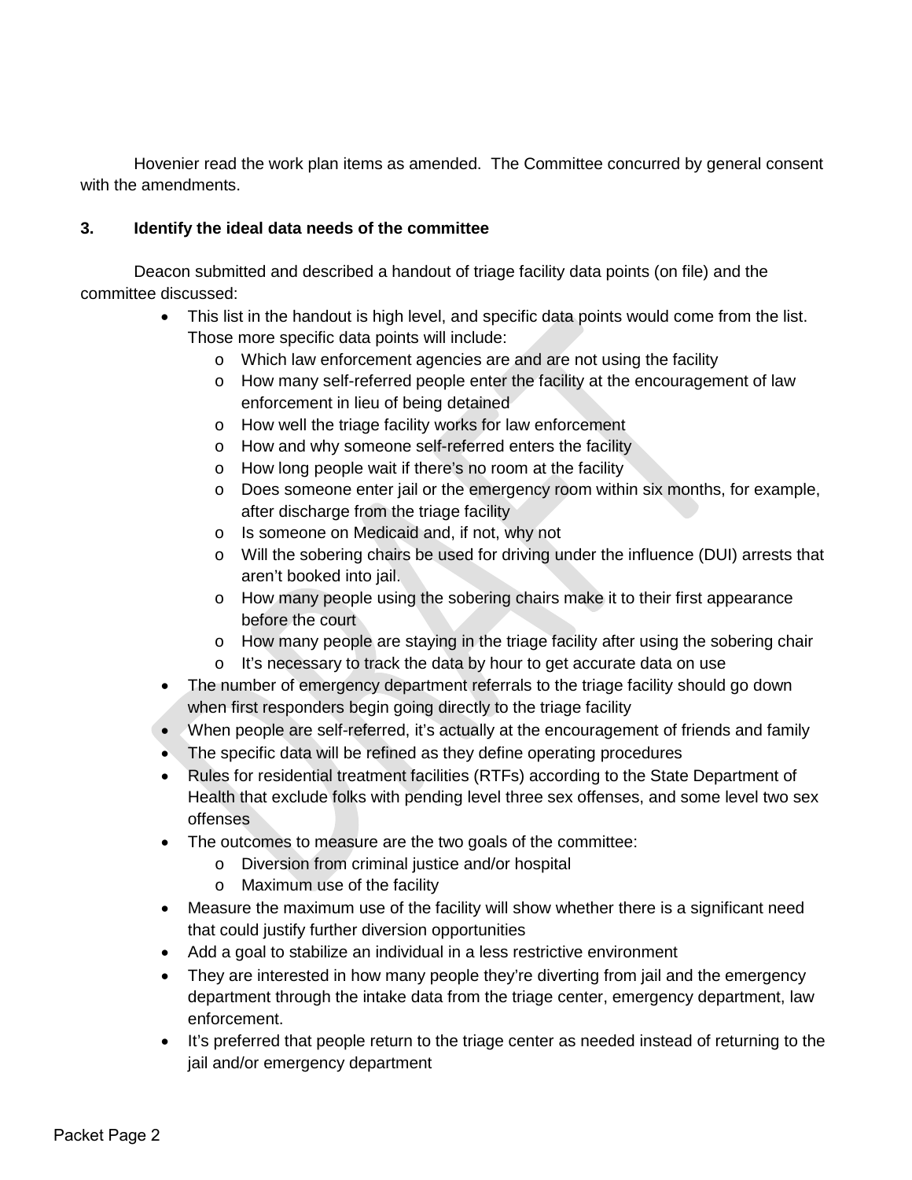Hovenier read the work plan items as amended. The Committee concurred by general consent with the amendments.

**3. Identify the ideal data needs of the committee**

Deacon submitted and described a handout of triage facility data points (on file) and the committee discussed:

- This list in the handout is high level, and specific data points would come from the list. Those more specific data points will include:
  - Which law enforcement agencies are and are not using the facility
  - How many self-referred people enter the facility at the encouragement of law enforcement in lieu of being detained
  - How well the triage facility works for law enforcement
  - How and why someone self-referred enters the facility
  - How long people wait if there's no room at the facility
  - Does someone enter jail or the emergency room within six months, for example, after discharge from the triage facility
  - Is someone on Medicaid and, if not, why not
  - Will the sobering chairs be used for driving under the influence (DUI) arrests that aren't booked into jail.
  - How many people using the sobering chairs make it to their first appearance before the court
  - How many people are staying in the triage facility after using the sobering chair
  - It's necessary to track the data by hour to get accurate data on use
- The number of emergency department referrals to the triage facility should go down when first responders begin going directly to the triage facility
- When people are self-referred, it's actually at the encouragement of friends and family
- The specific data will be refined as they define operating procedures
- Rules for residential treatment facilities (RTFs) according to the State Department of Health that exclude folks with pending level three sex offenses, and some level two sex offenses
- The outcomes to measure are the two goals of the committee:
  - Diversion from criminal justice and/or hospital
  - Maximum use of the facility
- Measure the maximum use of the facility will show whether there is a significant need that could justify further diversion opportunities
- Add a goal to stabilize an individual in a less restrictive environment
- They are interested in how many people they're diverting from jail and the emergency department through the intake data from the triage center, emergency department, law enforcement.
- It's preferred that people return to the triage center as needed instead of returning to the jail and/or emergency department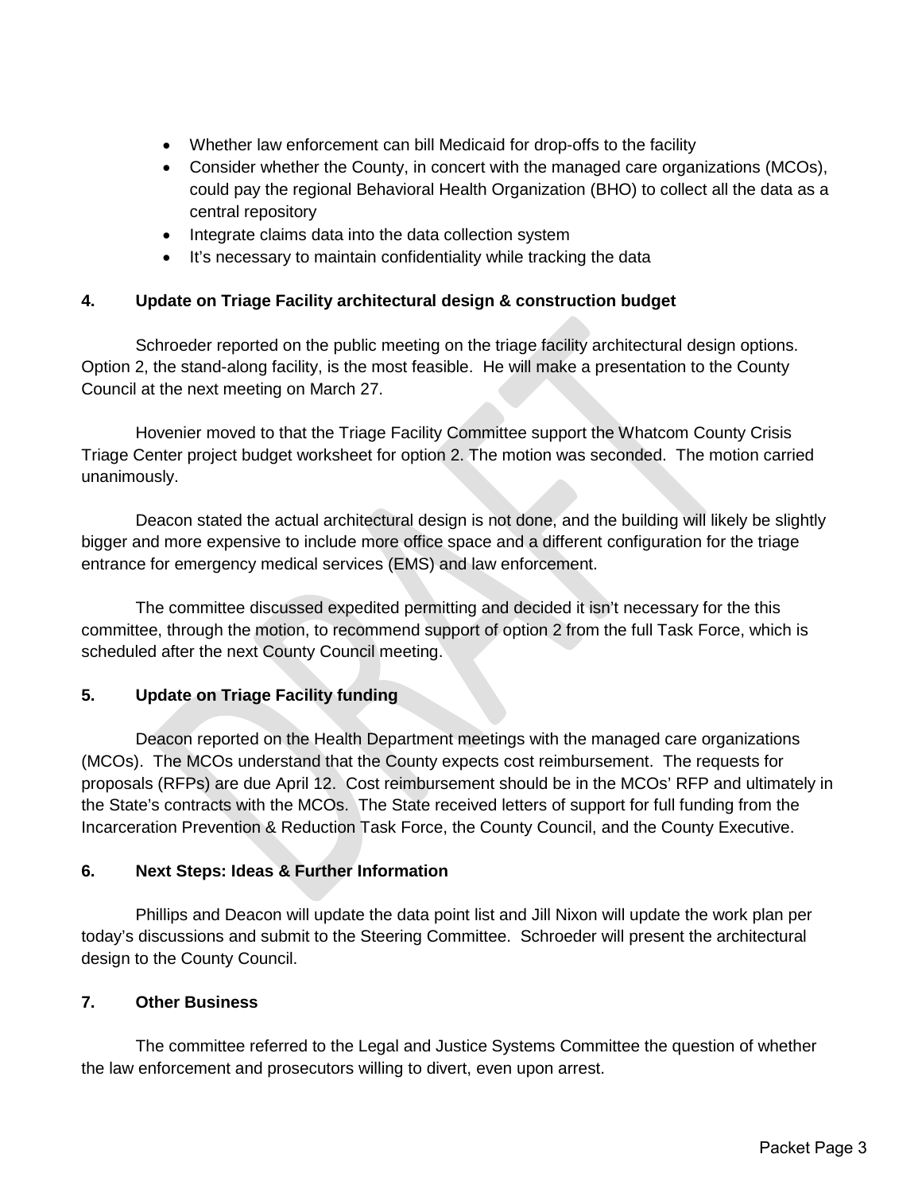- Whether law enforcement can bill Medicaid for drop-offs to the facility
- Consider whether the County, in concert with the managed care organizations (MCOs), could pay the regional Behavioral Health Organization (BHO) to collect all the data as a central repository
- Integrate claims data into the data collection system
- It's necessary to maintain confidentiality while tracking the data

**4. Update on Triage Facility architectural design & construction budget**

Schroeder reported on the public meeting on the triage facility architectural design options. Option 2, the stand-along facility, is the most feasible. He will make a presentation to the County Council at the next meeting on March 27.

Hovenier moved to that the Triage Facility Committee support the Whatcom County Crisis Triage Center project budget worksheet for option 2. The motion was seconded. The motion carried unanimously.

Deacon stated the actual architectural design is not done, and the building will likely be slightly bigger and more expensive to include more office space and a different configuration for the triage entrance for emergency medical services (EMS) and law enforcement.

The committee discussed expedited permitting and decided it isn't necessary for the this committee, through the motion, to recommend support of option 2 from the full Task Force, which is scheduled after the next County Council meeting.

**5. Update on Triage Facility funding**

Deacon reported on the Health Department meetings with the managed care organizations (MCOs). The MCOs understand that the County expects cost reimbursement. The requests for proposals (RFPs) are due April 12. Cost reimbursement should be in the MCOs' RFP and ultimately in the State's contracts with the MCOs. The State received letters of support for full funding from the Incarceration Prevention & Reduction Task Force, the County Council, and the County Executive.

**6. Next Steps: Ideas & Further Information**

Phillips and Deacon will update the data point list and Jill Nixon will update the work plan per today's discussions and submit to the Steering Committee. Schroeder will present the architectural design to the County Council.

**7. Other Business**

The committee referred to the Legal and Justice Systems Committee the question of whether the law enforcement and prosecutors willing to divert, even upon arrest.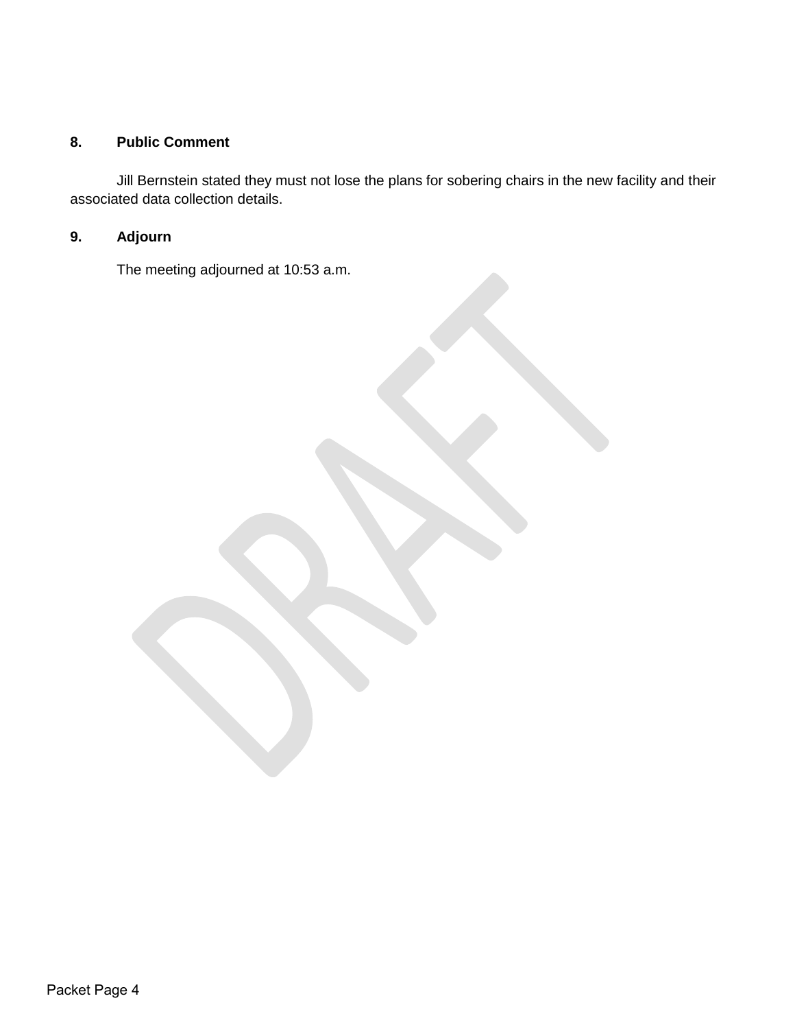## 8. Public Comment

Jill Bernstein stated they must not lose the plans for sobering chairs in the new facility and their associated data collection details.

## 9. Adjourn

The meeting adjourned at 10:53 a.m.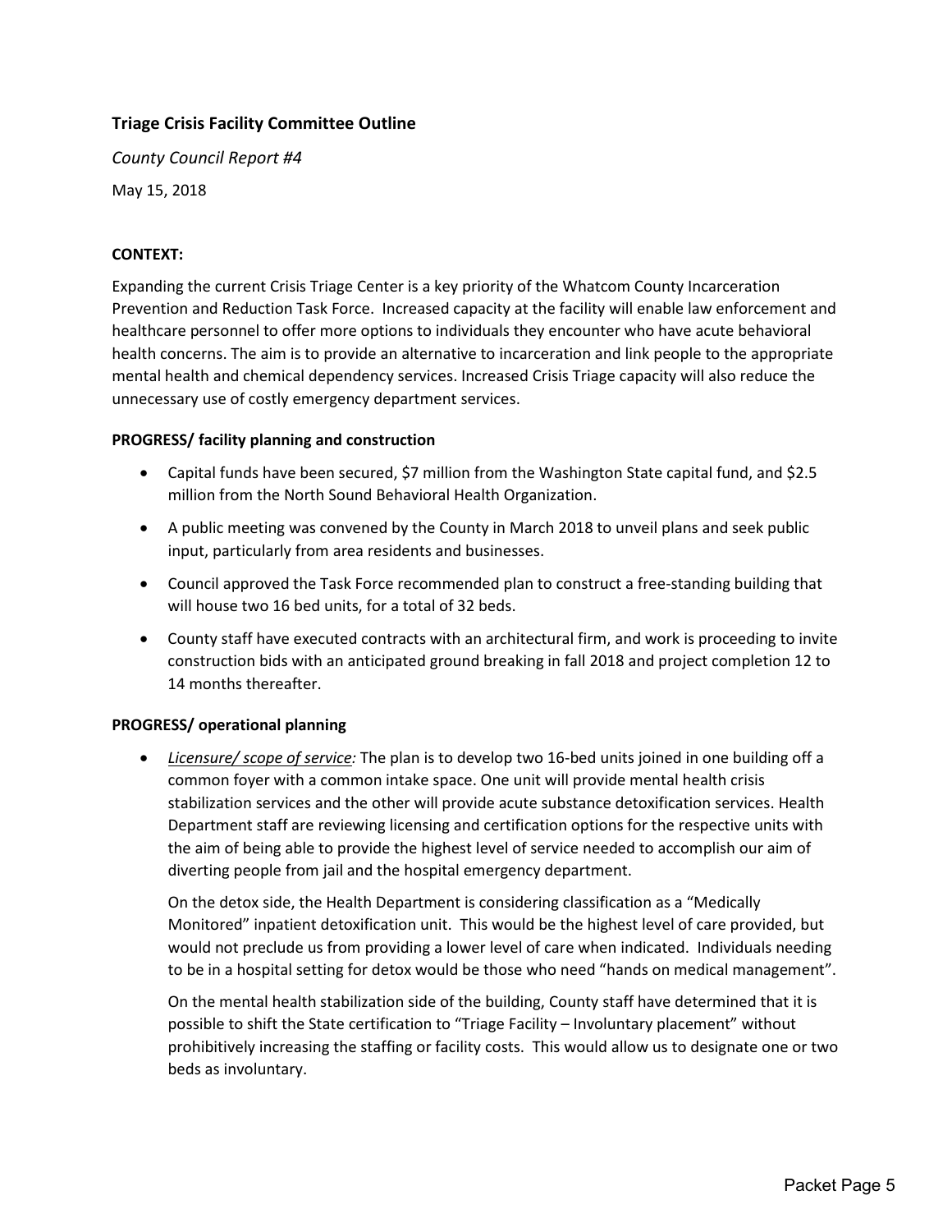### Triage Crisis Facility Committee Outline

*County Council Report #4*

May 15, 2018

**CONTEXT:**

Expanding the current Crisis Triage Center is a key priority of the Whatcom County Incarceration Prevention and Reduction Task Force. Increased capacity at the facility will enable law enforcement and healthcare personnel to offer more options to individuals they encounter who have acute behavioral health concerns. The aim is to provide an alternative to incarceration and link people to the appropriate mental health and chemical dependency services. Increased Crisis Triage capacity will also reduce the unnecessary use of costly emergency department services.

**PROGRESS/ facility planning and construction**

- Capital funds have been secured, $7 million from the Washington State capital fund, and $2.5 million from the North Sound Behavioral Health Organization.
- A public meeting was convened by the County in March 2018 to unveil plans and seek public input, particularly from area residents and businesses.
- Council approved the Task Force recommended plan to construct a free-standing building that will house two 16 bed units, for a total of 32 beds.
- County staff have executed contracts with an architectural firm, and work is proceeding to invite construction bids with an anticipated ground breaking in fall 2018 and project completion 12 to 14 months thereafter.

**PROGRESS/ operational planning**

- *Licensure/ scope of service:* The plan is to develop two 16-bed units joined in one building off a common foyer with a common intake space. One unit will provide mental health crisis stabilization services and the other will provide acute substance detoxification services. Health Department staff are reviewing licensing and certification options for the respective units with the aim of being able to provide the highest level of service needed to accomplish our aim of diverting people from jail and the hospital emergency department.

  On the detox side, the Health Department is considering classification as a "Medically Monitored" inpatient detoxification unit. This would be the highest level of care provided, but would not preclude us from providing a lower level of care when indicated. Individuals needing to be in a hospital setting for detox would be those who need "hands on medical management".

  On the mental health stabilization side of the building, County staff have determined that it is possible to shift the State certification to "Triage Facility – Involuntary placement" without prohibitively increasing the staffing or facility costs. This would allow us to designate one or two beds as involuntary.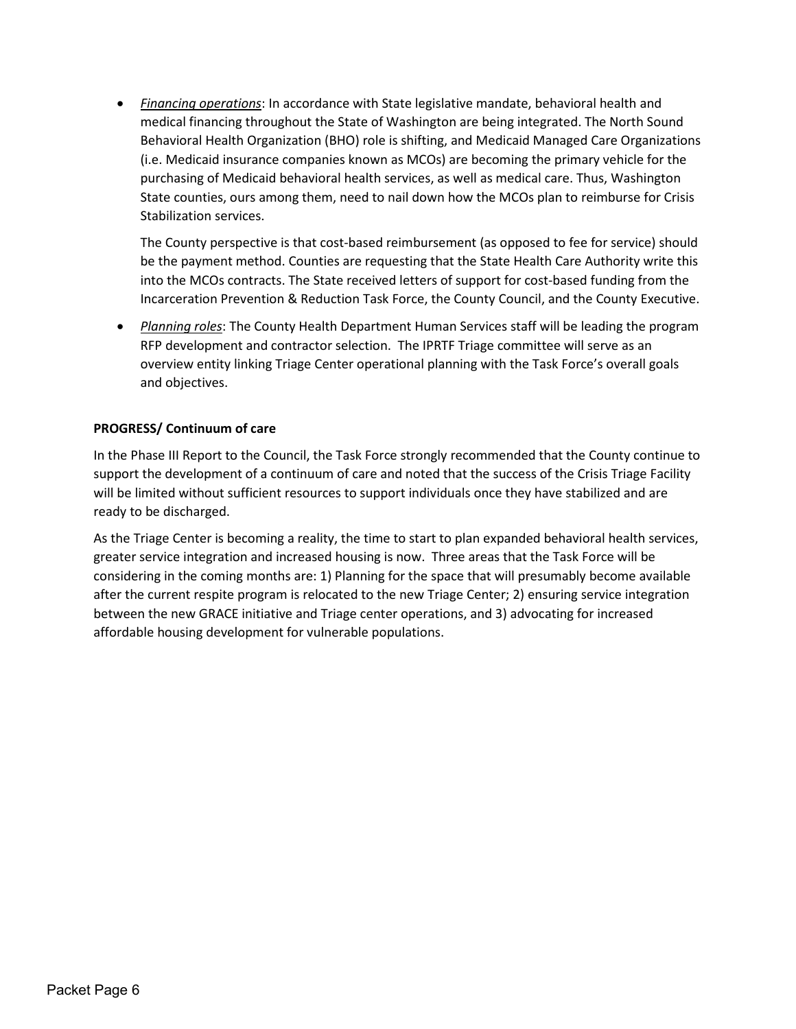- *Financing operations*: In accordance with State legislative mandate, behavioral health and medical financing throughout the State of Washington are being integrated. The North Sound Behavioral Health Organization (BHO) role is shifting, and Medicaid Managed Care Organizations (i.e. Medicaid insurance companies known as MCOs) are becoming the primary vehicle for the purchasing of Medicaid behavioral health services, as well as medical care. Thus, Washington State counties, ours among them, need to nail down how the MCOs plan to reimburse for Crisis Stabilization services.

  The County perspective is that cost-based reimbursement (as opposed to fee for service) should be the payment method. Counties are requesting that the State Health Care Authority write this into the MCOs contracts. The State received letters of support for cost-based funding from the Incarceration Prevention & Reduction Task Force, the County Council, and the County Executive.

- *Planning roles*: The County Health Department Human Services staff will be leading the program RFP development and contractor selection. The IPRTF Triage committee will serve as an overview entity linking Triage Center operational planning with the Task Force's overall goals and objectives.

**PROGRESS/ Continuum of care**

In the Phase III Report to the Council, the Task Force strongly recommended that the County continue to support the development of a continuum of care and noted that the success of the Crisis Triage Facility will be limited without sufficient resources to support individuals once they have stabilized and are ready to be discharged.

As the Triage Center is becoming a reality, the time to start to plan expanded behavioral health services, greater service integration and increased housing is now. Three areas that the Task Force will be considering in the coming months are: 1) Planning for the space that will presumably become available after the current respite program is relocated to the new Triage Center; 2) ensuring service integration between the new GRACE initiative and Triage center operations, and 3) advocating for increased affordable housing development for vulnerable populations.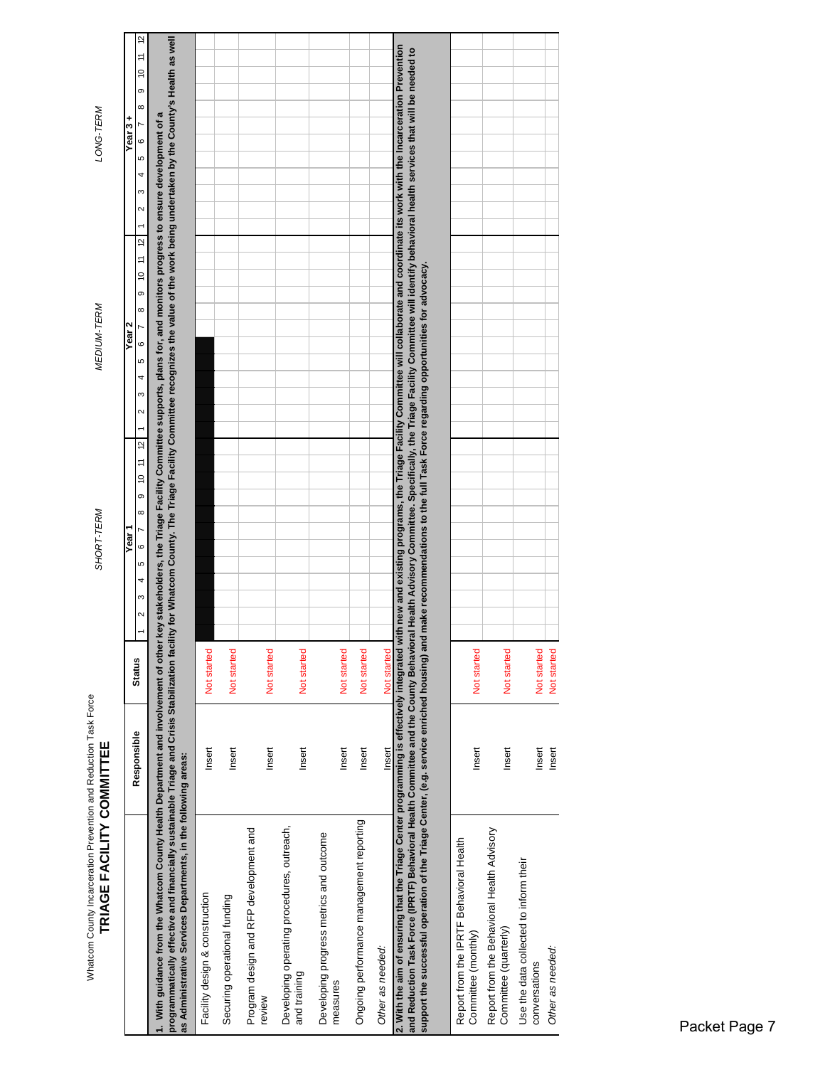Whatcom County Incarceration Prevention and Reduction Task Force

# TRIAGE FACILITY COMMITTEE

| | Responsible | Status | SHORT-TERM Year 1 |
|---|---|---|---|
| **1. With guidance from the Whatcom County Health Department and involvement of other key stakeholders, the Triage Facility Committee supports, plans for, and monitors progress to ensure development of a programmatically effective and financially sustainable Triage and Crisis Stabilization facility for Whatcom County. The Triage Facility Committee recognizes the value of the work being undertaken by the County's Health as well as Administrative Services Departments, in the following areas:** | | | |
| Facility design & construction | Insert | Not started | Year 1 months 1–12, Year 2 months 1–6 |
| Securing operational funding | Insert | Not started | |
| Program design and RFP development and review | Insert | Not started | |
| Developing operating procedures, outreach, and training | Insert | Not started | |
| Developing progress metrics and outcome measures | Insert | Not started | |
| Ongoing performance management reporting | Insert | Not started | |
| *Other as needed:* | Insert | Not started | |
| **2. With the aim of ensuring that the Triage Center programming is effectively integrated with new and existing programs, the Triage Facility Committee will collaborate and coordinate its work with the Incarceration Prevention and Reduction Task Force (IPRTF) Behavioral Health Committee and the County Behavioral Health Advisory Committee. Specifically, the Triage Facility Committee will identify behavioral health services that will be needed to support the successful operation of the Triage Center, (e.g. service enriched housing) and make recommendations to the full Task Force regarding opportunities for advocacy.** | | | |
| Report from the IPRTF Behavioral Health Committee (monthly) | Insert | Not started | |
| Report from the Behavioral Health Advisory Committee (quarterly) | Insert | Not started | |
| Use the data collected to inform their conversations | Insert | Not started | |
| *Other as needed:* | Insert | Not started | |

Timeline columns: SHORT-TERM (Year 1, months 1–12); MEDIUM-TERM (Year 2, months 1–12); LONG-TERM (Year 3+, months 1–12).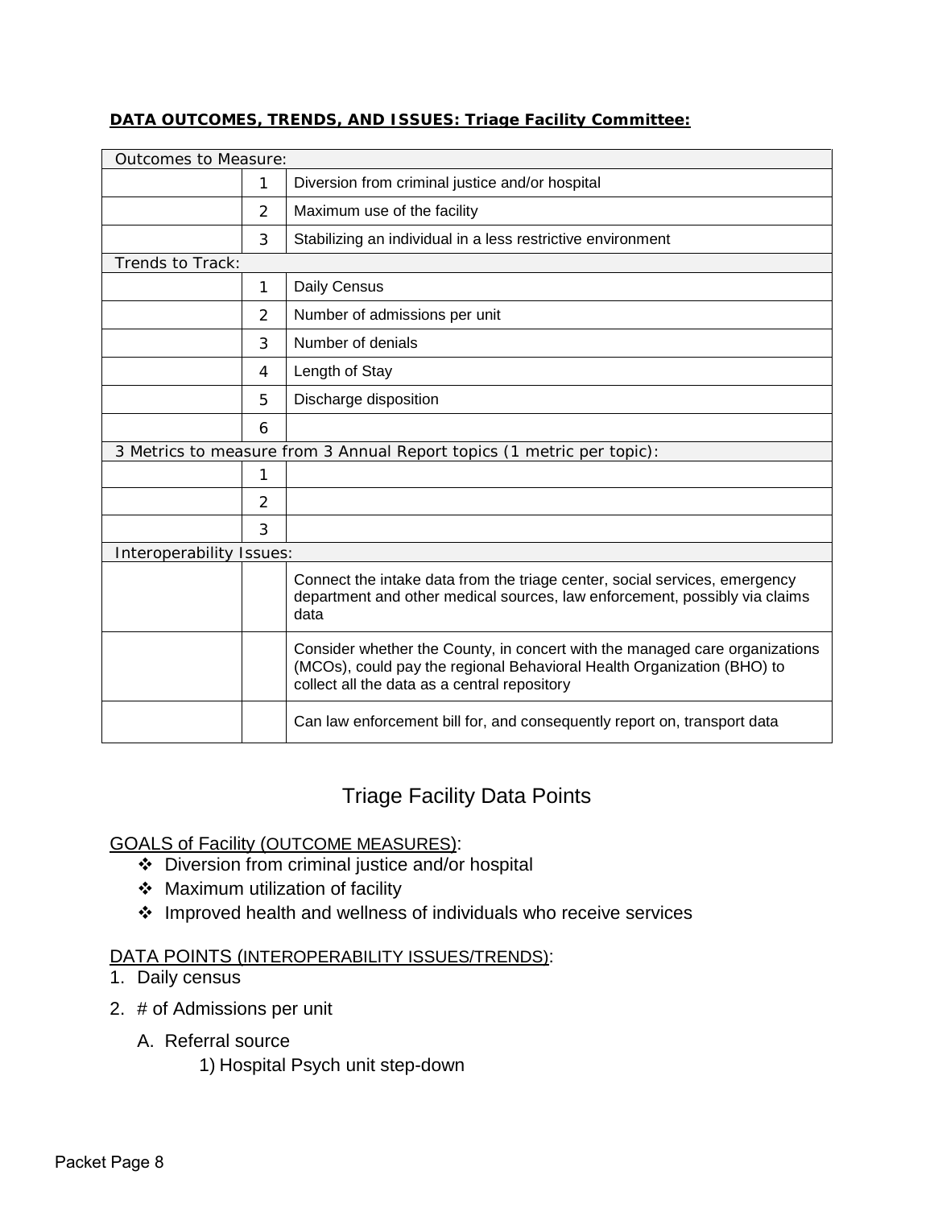**DATA OUTCOMES, TRENDS, AND ISSUES: Triage Facility Committee:**

| | | |
|---|---|---|
| Outcomes to Measure: | | |
| | 1 | Diversion from criminal justice and/or hospital |
| | 2 | Maximum use of the facility |
| | 3 | Stabilizing an individual in a less restrictive environment |
| Trends to Track: | | |
| | 1 | Daily Census |
| | 2 | Number of admissions per unit |
| | 3 | Number of denials |
| | 4 | Length of Stay |
| | 5 | Discharge disposition |
| | 6 | |
| 3 Metrics to measure from 3 Annual Report topics (1 metric per topic): | | |
| | 1 | |
| | 2 | |
| | 3 | |
| Interoperability Issues: | | |
| | | Connect the intake data from the triage center, social services, emergency department and other medical sources, law enforcement, possibly via claims data |
| | | Consider whether the County, in concert with the managed care organizations (MCOs), could pay the regional Behavioral Health Organization (BHO) to collect all the data as a central repository |
| | | Can law enforcement bill for, and consequently report on, transport data |

## Triage Facility Data Points

GOALS of Facility (OUTCOME MEASURES):

- Diversion from criminal justice and/or hospital
- Maximum utilization of facility
- Improved health and wellness of individuals who receive services

DATA POINTS (INTEROPERABILITY ISSUES/TRENDS):

1. Daily census
2. # of Admissions per unit
   A. Referral source
      1) Hospital Psych unit step-down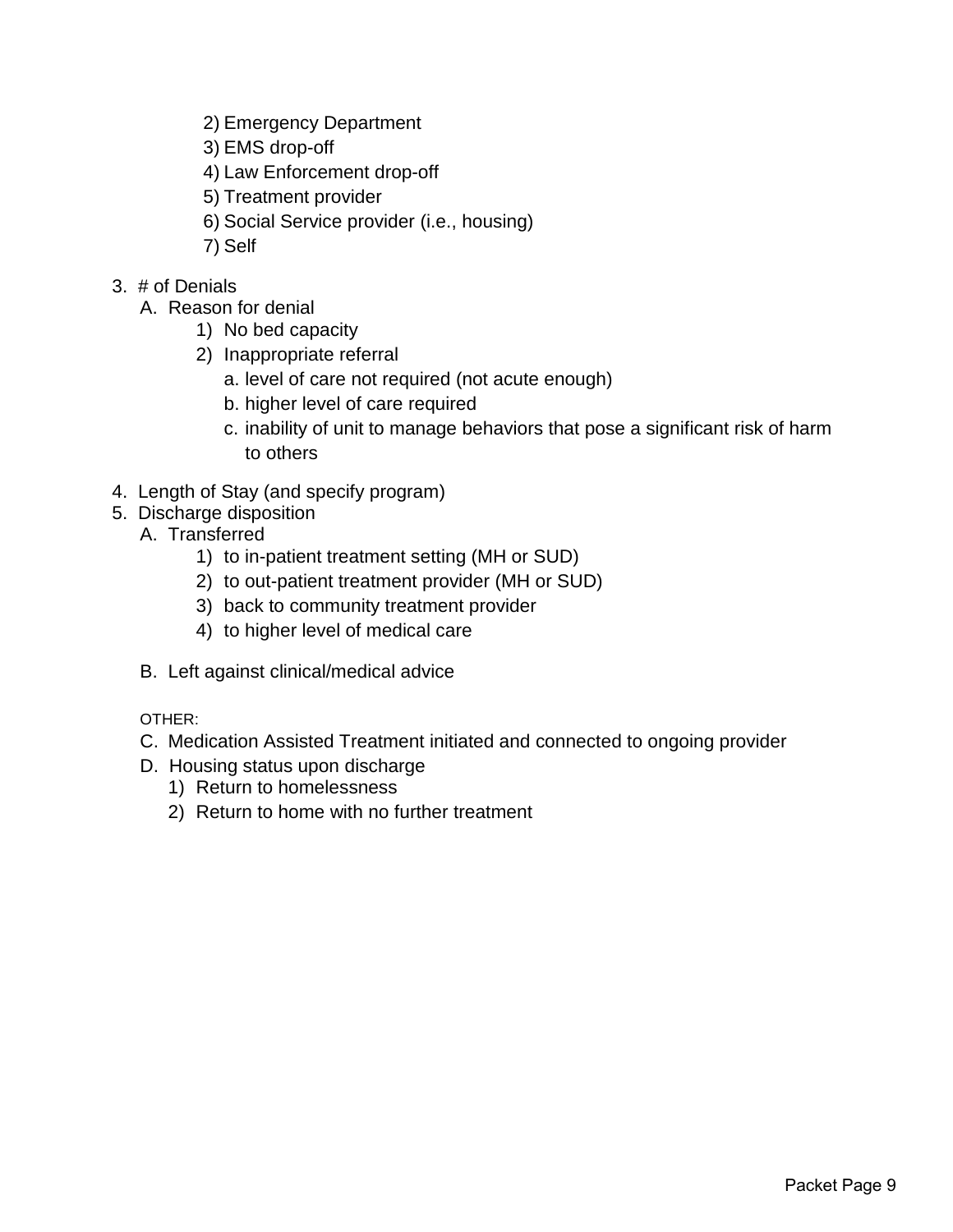2) Emergency Department
   3) EMS drop-off
   4) Law Enforcement drop-off
   5) Treatment provider
   6) Social Service provider (i.e., housing)
   7) Self

3. # of Denials
   A. Reason for denial
      1) No bed capacity
      2) Inappropriate referral
         a. level of care not required (not acute enough)
         b. higher level of care required
         c. inability of unit to manage behaviors that pose a significant risk of harm to others

4. Length of Stay (and specify program)
5. Discharge disposition
   A. Transferred
      1) to in-patient treatment setting (MH or SUD)
      2) to out-patient treatment provider (MH or SUD)
      3) back to community treatment provider
      4) to higher level of medical care

   B. Left against clinical/medical advice

   OTHER:

   C. Medication Assisted Treatment initiated and connected to ongoing provider
   D. Housing status upon discharge
      1) Return to homelessness
      2) Return to home with no further treatment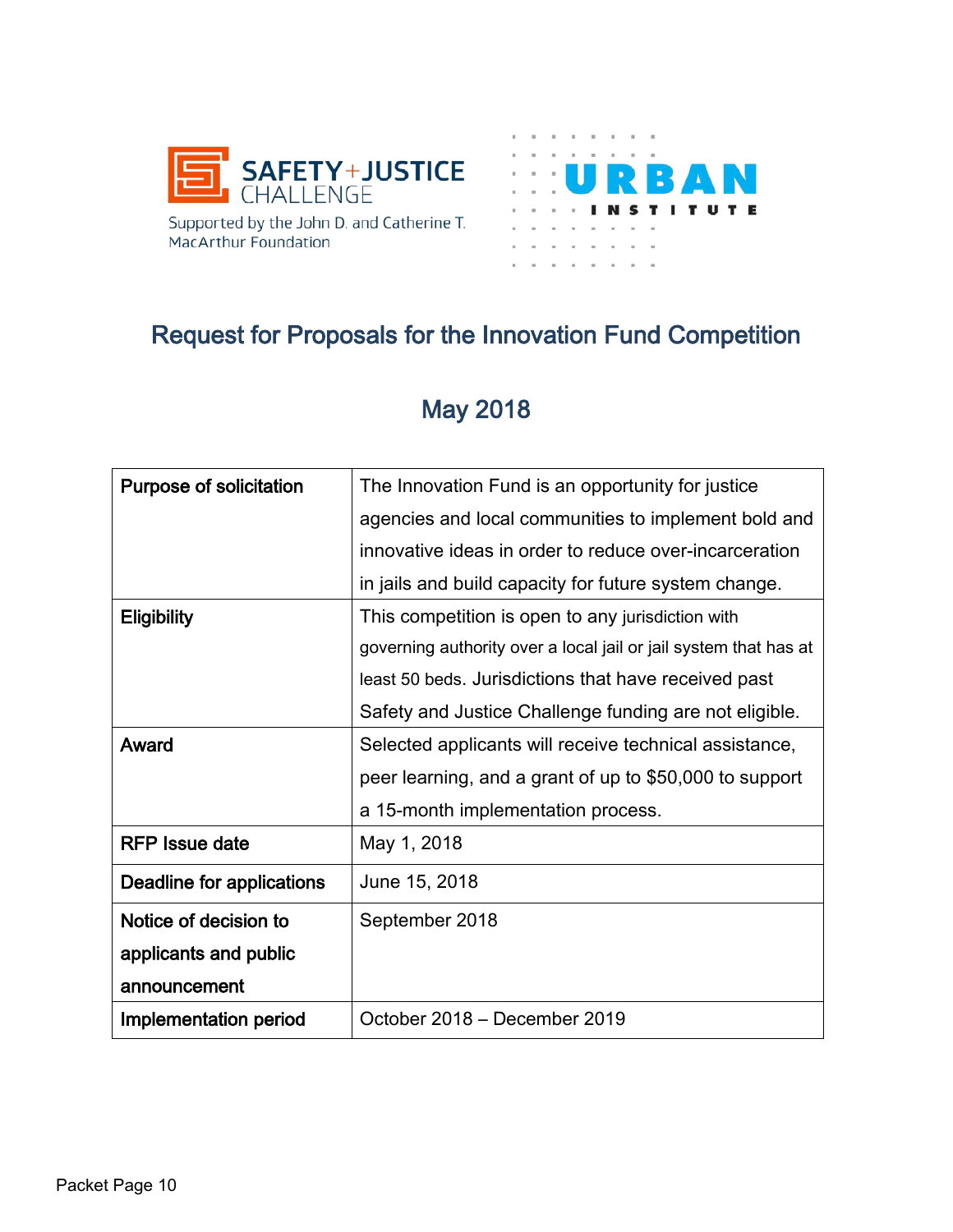SAFETY+JUSTICE CHALLENGE

Supported by the John D. and Catherine T. MacArthur Foundation

URBAN INSTITUTE

## Request for Proposals for the Innovation Fund Competition

## May 2018

| Purpose of solicitation | The Innovation Fund is an opportunity for justice agencies and local communities to implement bold and innovative ideas in order to reduce over-incarceration in jails and build capacity for future system change. |
|---|---|
| Eligibility | This competition is open to any jurisdiction with governing authority over a local jail or jail system that has at least 50 beds. Jurisdictions that have received past Safety and Justice Challenge funding are not eligible. |
| Award | Selected applicants will receive technical assistance, peer learning, and a grant of up to $50,000 to support a 15-month implementation process. |
| RFP Issue date | May 1, 2018 |
| Deadline for applications | June 15, 2018 |
| Notice of decision to applicants and public announcement | September 2018 |
| Implementation period | October 2018 – December 2019 |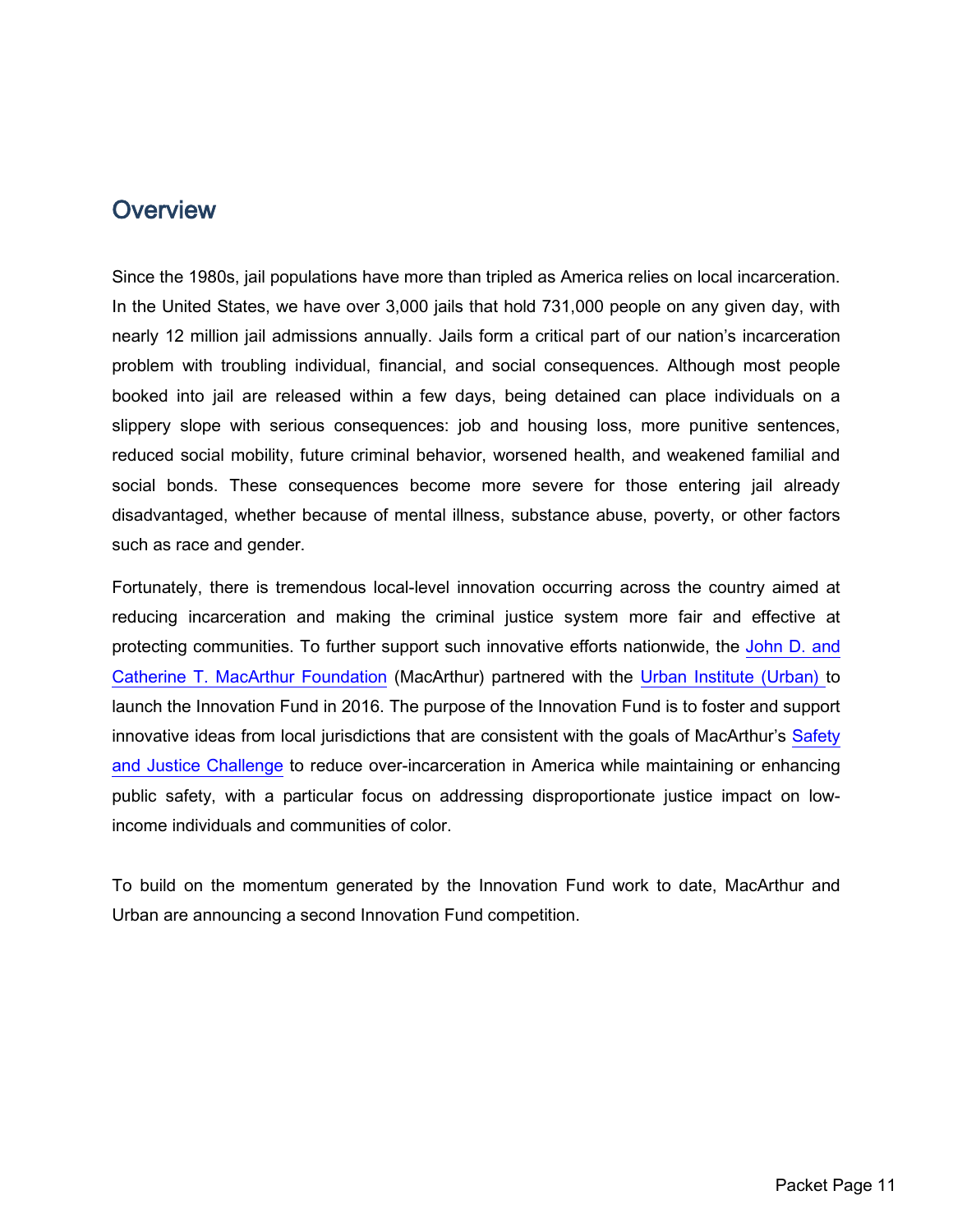## Overview

Since the 1980s, jail populations have more than tripled as America relies on local incarceration. In the United States, we have over 3,000 jails that hold 731,000 people on any given day, with nearly 12 million jail admissions annually. Jails form a critical part of our nation's incarceration problem with troubling individual, financial, and social consequences. Although most people booked into jail are released within a few days, being detained can place individuals on a slippery slope with serious consequences: job and housing loss, more punitive sentences, reduced social mobility, future criminal behavior, worsened health, and weakened familial and social bonds. These consequences become more severe for those entering jail already disadvantaged, whether because of mental illness, substance abuse, poverty, or other factors such as race and gender.

Fortunately, there is tremendous local-level innovation occurring across the country aimed at reducing incarceration and making the criminal justice system more fair and effective at protecting communities. To further support such innovative efforts nationwide, the John D. and Catherine T. MacArthur Foundation (MacArthur) partnered with the Urban Institute (Urban) to launch the Innovation Fund in 2016. The purpose of the Innovation Fund is to foster and support innovative ideas from local jurisdictions that are consistent with the goals of MacArthur's Safety and Justice Challenge to reduce over-incarceration in America while maintaining or enhancing public safety, with a particular focus on addressing disproportionate justice impact on low-income individuals and communities of color.

To build on the momentum generated by the Innovation Fund work to date, MacArthur and Urban are announcing a second Innovation Fund competition.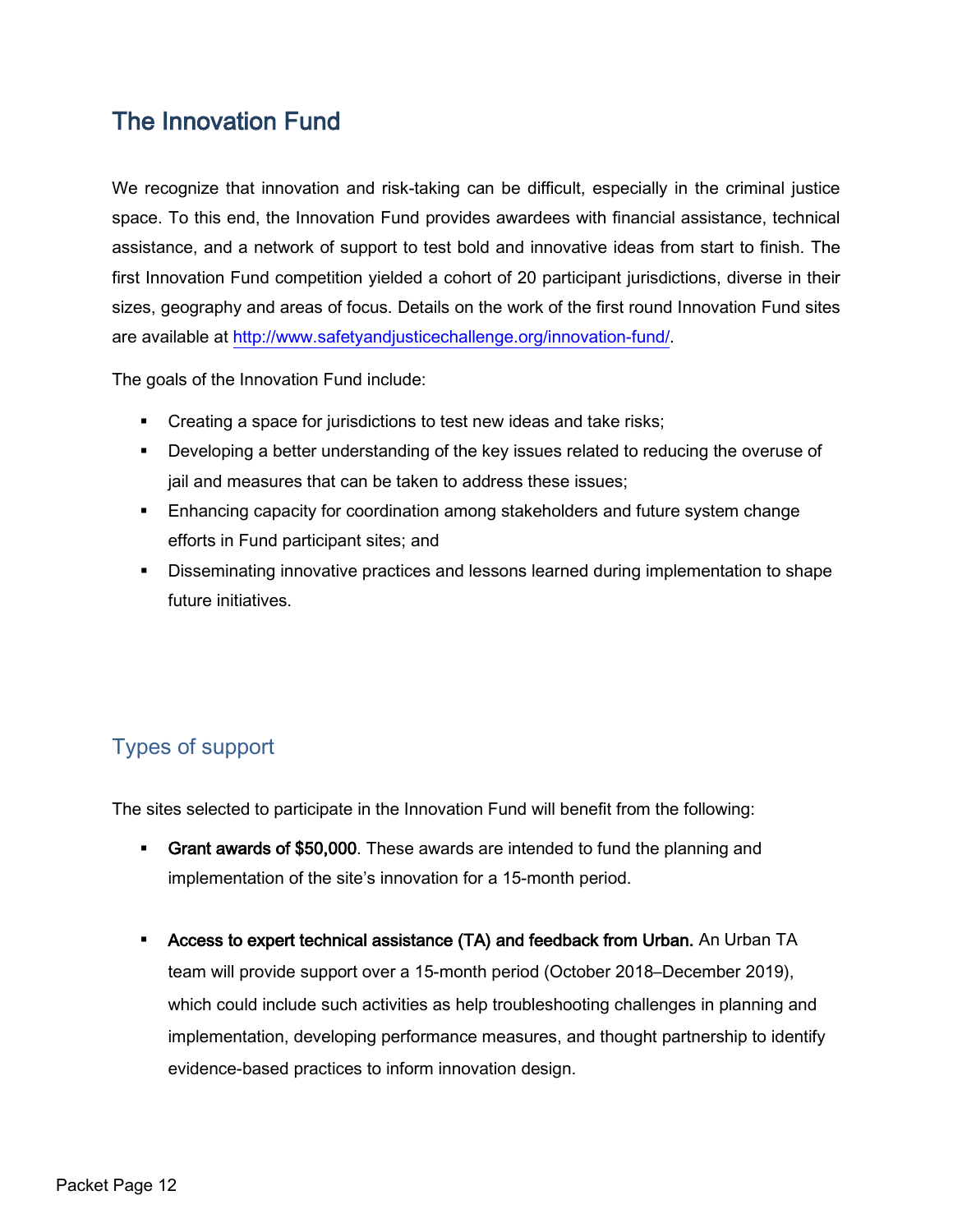## The Innovation Fund

We recognize that innovation and risk-taking can be difficult, especially in the criminal justice space. To this end, the Innovation Fund provides awardees with financial assistance, technical assistance, and a network of support to test bold and innovative ideas from start to finish. The first Innovation Fund competition yielded a cohort of 20 participant jurisdictions, diverse in their sizes, geography and areas of focus. Details on the work of the first round Innovation Fund sites are available at http://www.safetyandjusticechallenge.org/innovation-fund/.

The goals of the Innovation Fund include:

- Creating a space for jurisdictions to test new ideas and take risks;
- Developing a better understanding of the key issues related to reducing the overuse of jail and measures that can be taken to address these issues;
- Enhancing capacity for coordination among stakeholders and future system change efforts in Fund participant sites; and
- Disseminating innovative practices and lessons learned during implementation to shape future initiatives.

### Types of support

The sites selected to participate in the Innovation Fund will benefit from the following:

- **Grant awards of $50,000**. These awards are intended to fund the planning and implementation of the site's innovation for a 15-month period.
- **Access to expert technical assistance (TA) and feedback from Urban.** An Urban TA team will provide support over a 15-month period (October 2018–December 2019), which could include such activities as help troubleshooting challenges in planning and implementation, developing performance measures, and thought partnership to identify evidence-based practices to inform innovation design.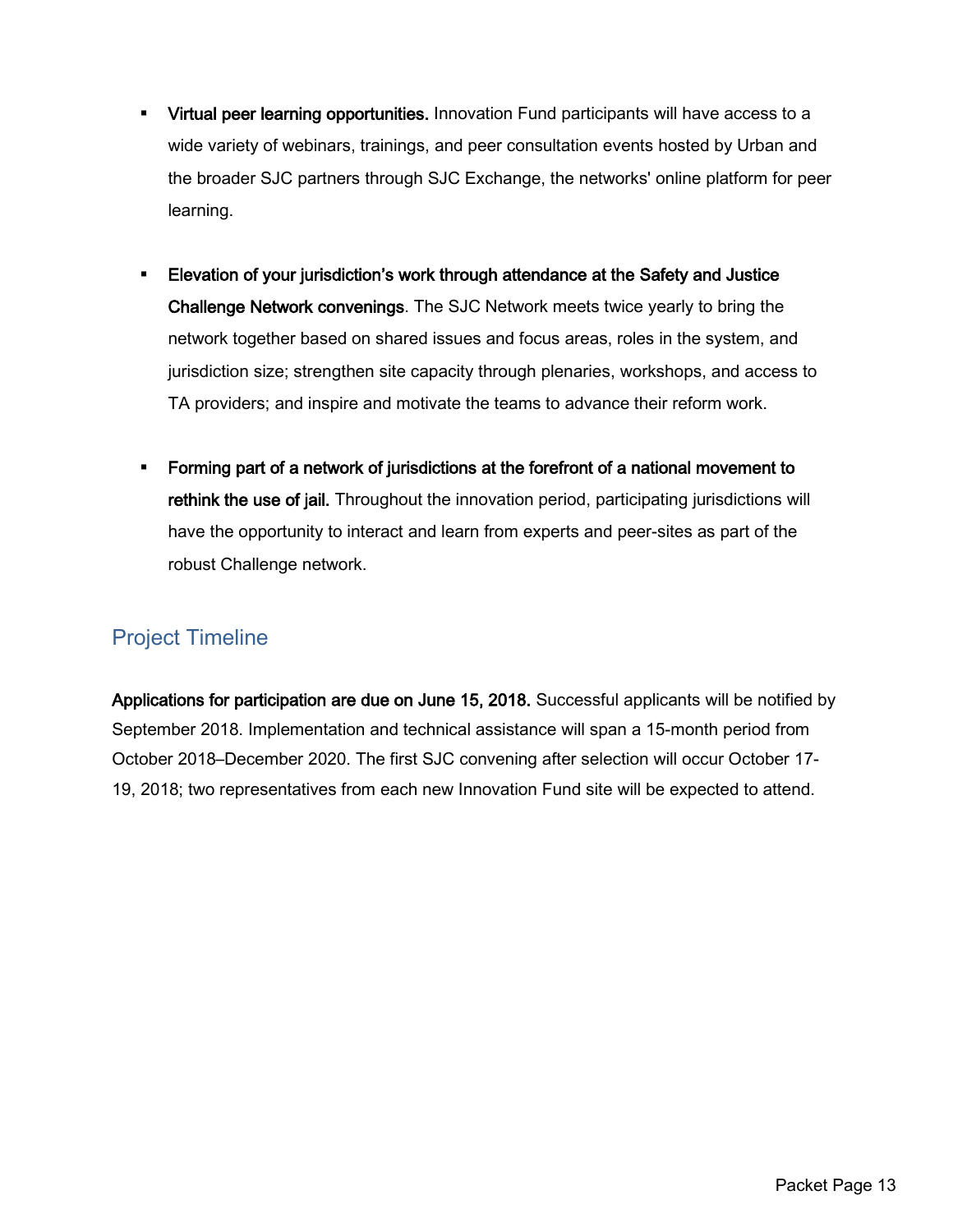- **Virtual peer learning opportunities.** Innovation Fund participants will have access to a wide variety of webinars, trainings, and peer consultation events hosted by Urban and the broader SJC partners through SJC Exchange, the networks' online platform for peer learning.

- **Elevation of your jurisdiction's work through attendance at the Safety and Justice Challenge Network convenings**. The SJC Network meets twice yearly to bring the network together based on shared issues and focus areas, roles in the system, and jurisdiction size; strengthen site capacity through plenaries, workshops, and access to TA providers; and inspire and motivate the teams to advance their reform work.

- **Forming part of a network of jurisdictions at the forefront of a national movement to rethink the use of jail.** Throughout the innovation period, participating jurisdictions will have the opportunity to interact and learn from experts and peer-sites as part of the robust Challenge network.

## Project Timeline

**Applications for participation are due on June 15, 2018.** Successful applicants will be notified by September 2018. Implementation and technical assistance will span a 15-month period from October 2018–December 2020. The first SJC convening after selection will occur October 17-19, 2018; two representatives from each new Innovation Fund site will be expected to attend.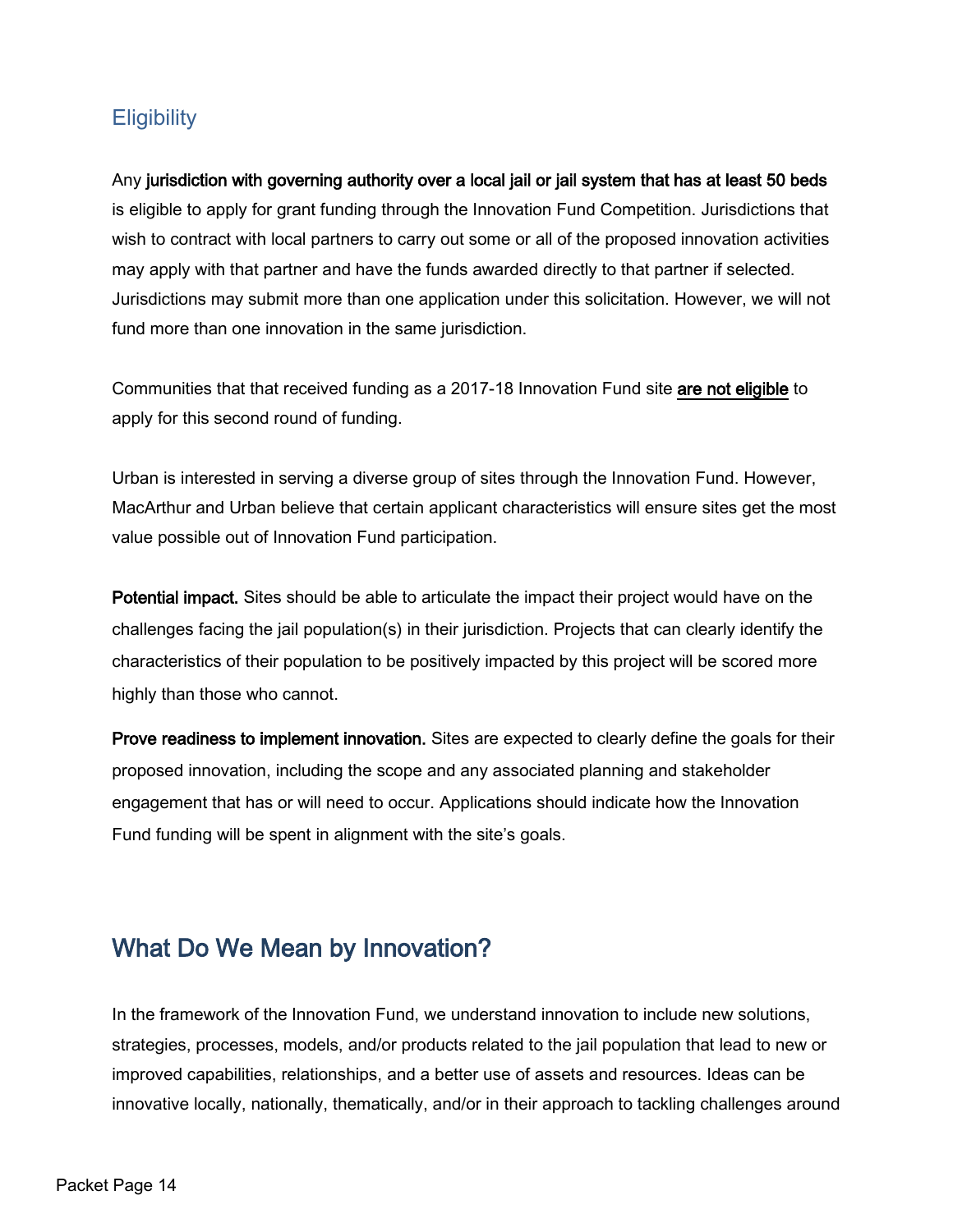## Eligibility

Any **jurisdiction with governing authority over a local jail or jail system that has at least 50 beds** is eligible to apply for grant funding through the Innovation Fund Competition. Jurisdictions that wish to contract with local partners to carry out some or all of the proposed innovation activities may apply with that partner and have the funds awarded directly to that partner if selected. Jurisdictions may submit more than one application under this solicitation. However, we will not fund more than one innovation in the same jurisdiction.

Communities that that received funding as a 2017-18 Innovation Fund site **are not eligible** to apply for this second round of funding.

Urban is interested in serving a diverse group of sites through the Innovation Fund. However, MacArthur and Urban believe that certain applicant characteristics will ensure sites get the most value possible out of Innovation Fund participation.

**Potential impact.** Sites should be able to articulate the impact their project would have on the challenges facing the jail population(s) in their jurisdiction. Projects that can clearly identify the characteristics of their population to be positively impacted by this project will be scored more highly than those who cannot.

**Prove readiness to implement innovation.** Sites are expected to clearly define the goals for their proposed innovation, including the scope and any associated planning and stakeholder engagement that has or will need to occur. Applications should indicate how the Innovation Fund funding will be spent in alignment with the site's goals.

## What Do We Mean by Innovation?

In the framework of the Innovation Fund, we understand innovation to include new solutions, strategies, processes, models, and/or products related to the jail population that lead to new or improved capabilities, relationships, and a better use of assets and resources. Ideas can be innovative locally, nationally, thematically, and/or in their approach to tackling challenges around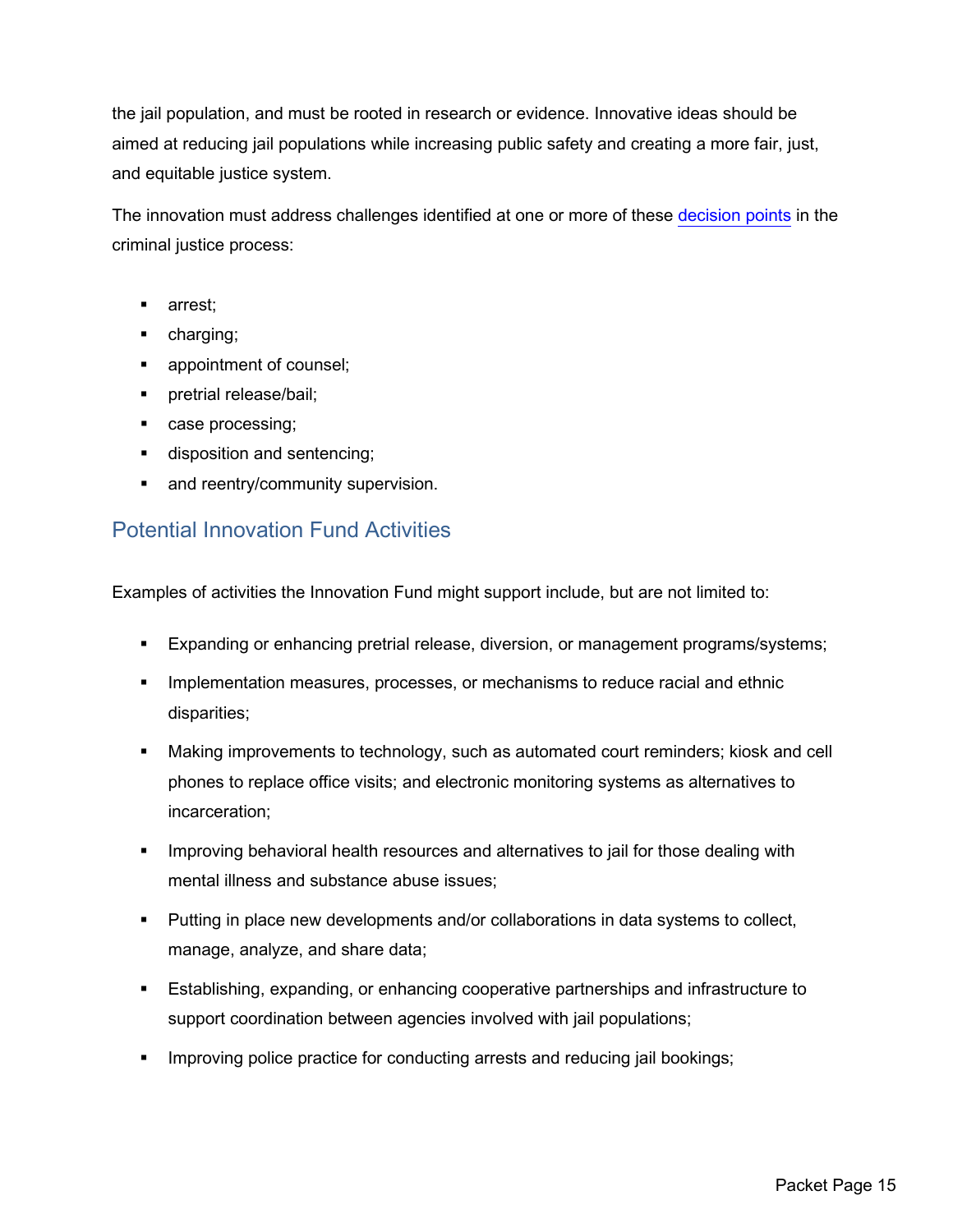the jail population, and must be rooted in research or evidence. Innovative ideas should be aimed at reducing jail populations while increasing public safety and creating a more fair, just, and equitable justice system.

The innovation must address challenges identified at one or more of these decision points in the criminal justice process:

- arrest;
- charging;
- appointment of counsel;
- pretrial release/bail;
- case processing;
- disposition and sentencing;
- and reentry/community supervision.

## Potential Innovation Fund Activities

Examples of activities the Innovation Fund might support include, but are not limited to:

- Expanding or enhancing pretrial release, diversion, or management programs/systems;
- Implementation measures, processes, or mechanisms to reduce racial and ethnic disparities;
- Making improvements to technology, such as automated court reminders; kiosk and cell phones to replace office visits; and electronic monitoring systems as alternatives to incarceration;
- Improving behavioral health resources and alternatives to jail for those dealing with mental illness and substance abuse issues;
- Putting in place new developments and/or collaborations in data systems to collect, manage, analyze, and share data;
- Establishing, expanding, or enhancing cooperative partnerships and infrastructure to support coordination between agencies involved with jail populations;
- Improving police practice for conducting arrests and reducing jail bookings;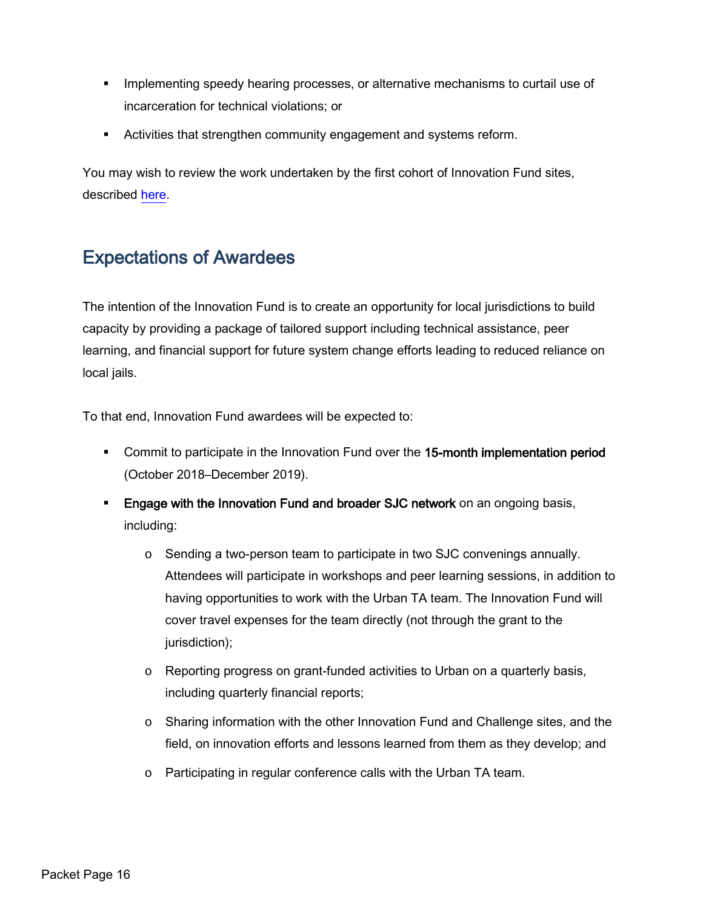- Implementing speedy hearing processes, or alternative mechanisms to curtail use of incarceration for technical violations; or
- Activities that strengthen community engagement and systems reform.

You may wish to review the work undertaken by the first cohort of Innovation Fund sites, described here.

## Expectations of Awardees

The intention of the Innovation Fund is to create an opportunity for local jurisdictions to build capacity by providing a package of tailored support including technical assistance, peer learning, and financial support for future system change efforts leading to reduced reliance on local jails.

To that end, Innovation Fund awardees will be expected to:

- Commit to participate in the Innovation Fund over the **15-month implementation period** (October 2018–December 2019).
- **Engage with the Innovation Fund and broader SJC network** on an ongoing basis, including:
  - Sending a two-person team to participate in two SJC convenings annually. Attendees will participate in workshops and peer learning sessions, in addition to having opportunities to work with the Urban TA team. The Innovation Fund will cover travel expenses for the team directly (not through the grant to the jurisdiction);
  - Reporting progress on grant-funded activities to Urban on a quarterly basis, including quarterly financial reports;
  - Sharing information with the other Innovation Fund and Challenge sites, and the field, on innovation efforts and lessons learned from them as they develop; and
  - Participating in regular conference calls with the Urban TA team.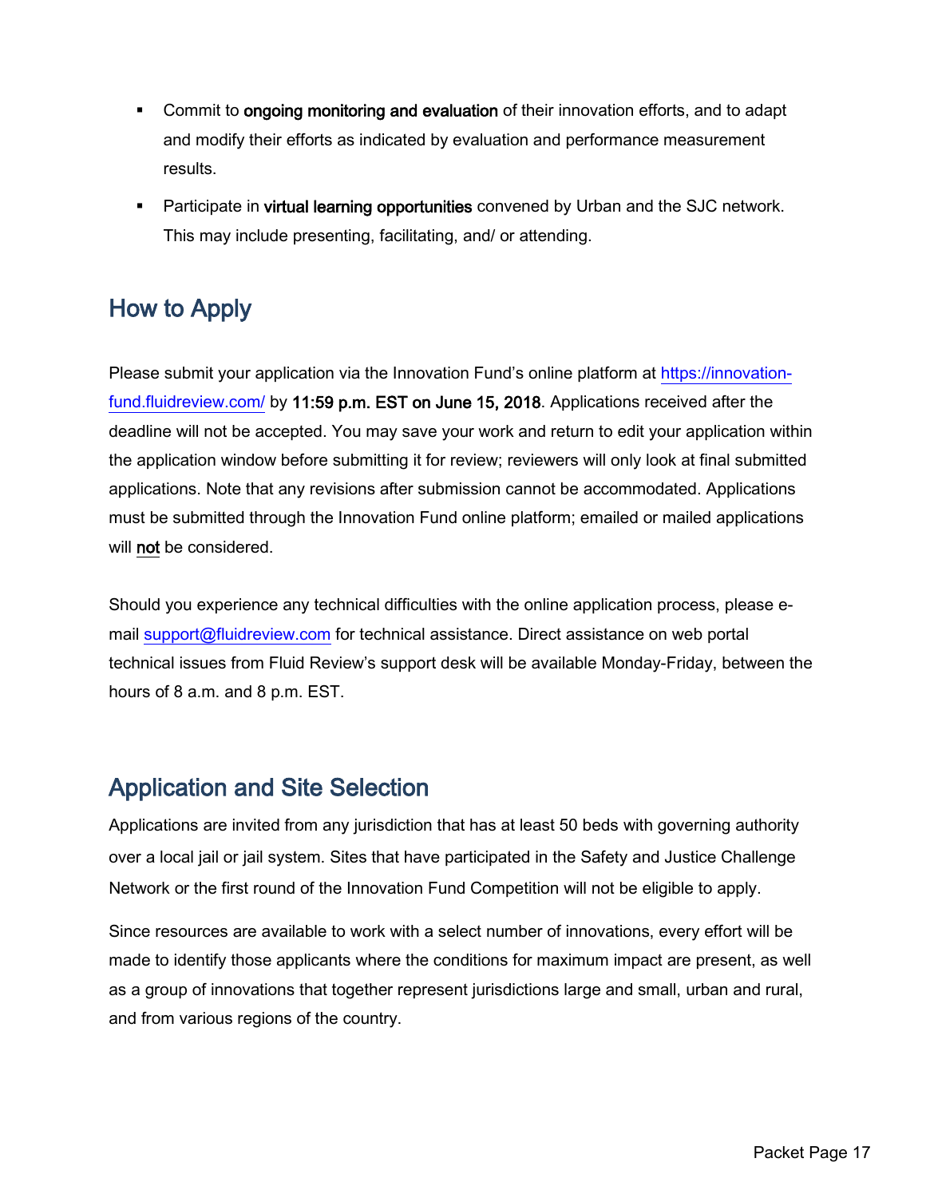- Commit to **ongoing monitoring and evaluation** of their innovation efforts, and to adapt and modify their efforts as indicated by evaluation and performance measurement results.
- Participate in **virtual learning opportunities** convened by Urban and the SJC network. This may include presenting, facilitating, and/ or attending.

## How to Apply

Please submit your application via the Innovation Fund's online platform at https://innovation-fund.fluidreview.com/ by **11:59 p.m. EST on June 15, 2018**. Applications received after the deadline will not be accepted. You may save your work and return to edit your application within the application window before submitting it for review; reviewers will only look at final submitted applications. Note that any revisions after submission cannot be accommodated. Applications must be submitted through the Innovation Fund online platform; emailed or mailed applications will not be considered.

Should you experience any technical difficulties with the online application process, please e-mail support@fluidreview.com for technical assistance. Direct assistance on web portal technical issues from Fluid Review's support desk will be available Monday-Friday, between the hours of 8 a.m. and 8 p.m. EST.

## Application and Site Selection

Applications are invited from any jurisdiction that has at least 50 beds with governing authority over a local jail or jail system. Sites that have participated in the Safety and Justice Challenge Network or the first round of the Innovation Fund Competition will not be eligible to apply.

Since resources are available to work with a select number of innovations, every effort will be made to identify those applicants where the conditions for maximum impact are present, as well as a group of innovations that together represent jurisdictions large and small, urban and rural, and from various regions of the country.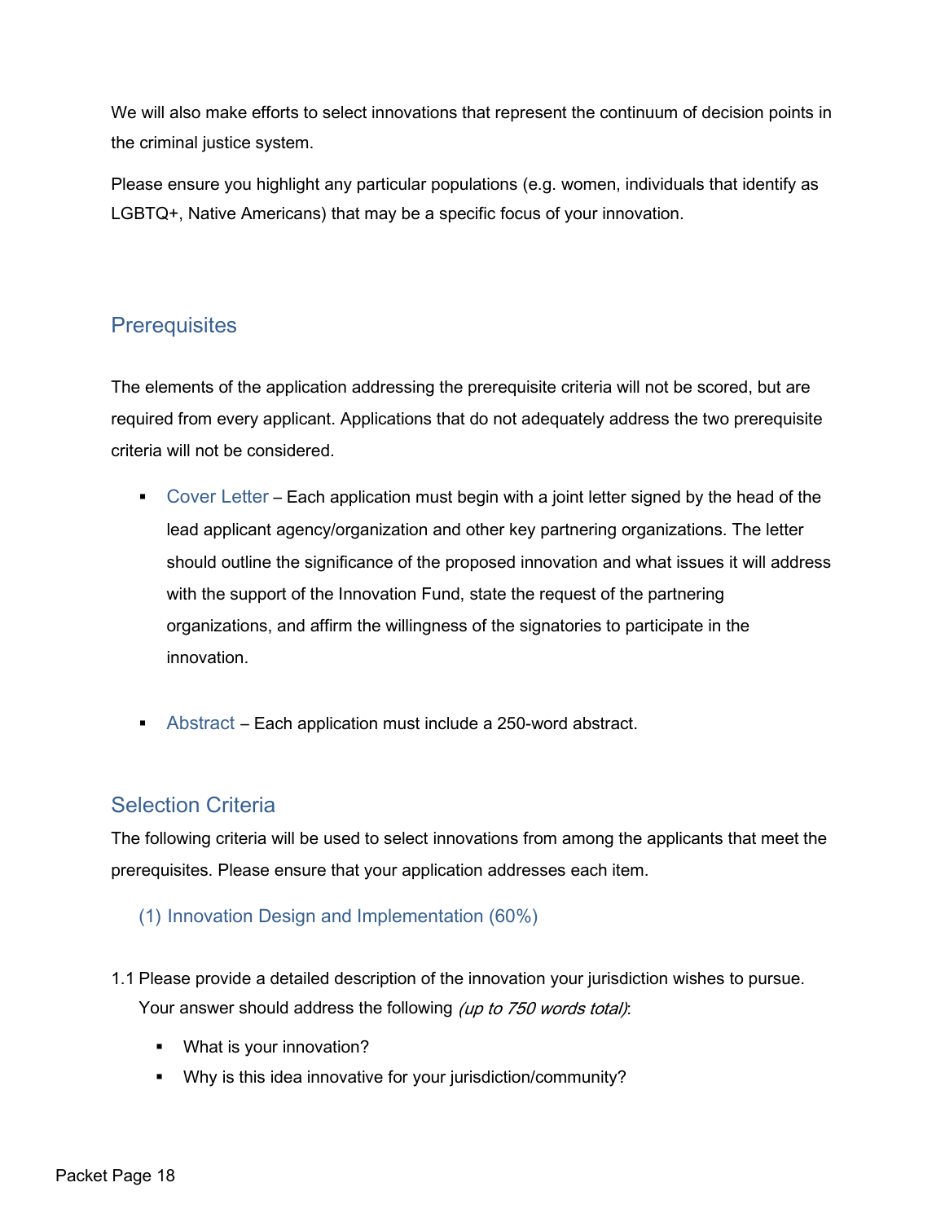We will also make efforts to select innovations that represent the continuum of decision points in the criminal justice system.

Please ensure you highlight any particular populations (e.g. women, individuals that identify as LGBTQ+, Native Americans) that may be a specific focus of your innovation.

## Prerequisites

The elements of the application addressing the prerequisite criteria will not be scored, but are required from every applicant. Applications that do not adequately address the two prerequisite criteria will not be considered.

- Cover Letter – Each application must begin with a joint letter signed by the head of the lead applicant agency/organization and other key partnering organizations. The letter should outline the significance of the proposed innovation and what issues it will address with the support of the Innovation Fund, state the request of the partnering organizations, and affirm the willingness of the signatories to participate in the innovation.

- Abstract – Each application must include a 250-word abstract.

## Selection Criteria

The following criteria will be used to select innovations from among the applicants that meet the prerequisites. Please ensure that your application addresses each item.

### (1) Innovation Design and Implementation (60%)

1.1 Please provide a detailed description of the innovation your jurisdiction wishes to pursue. Your answer should address the following *(up to 750 words total)*:

- What is your innovation?
- Why is this idea innovative for your jurisdiction/community?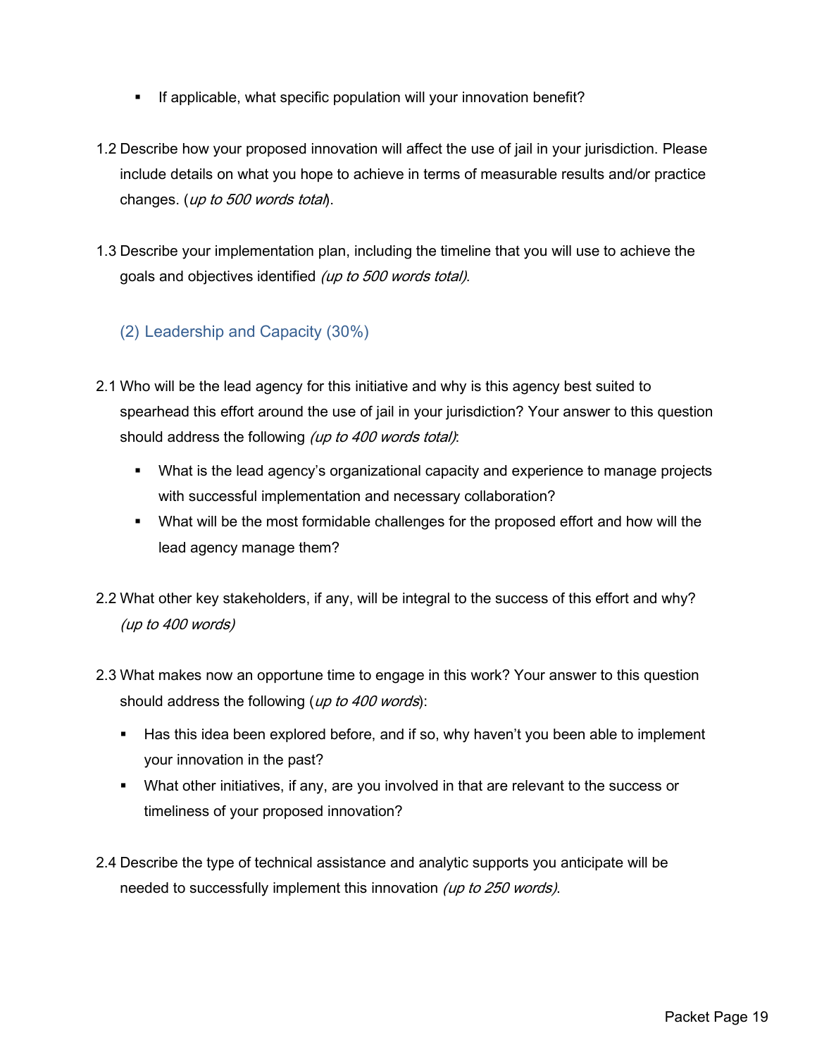- If applicable, what specific population will your innovation benefit?

1.2 Describe how your proposed innovation will affect the use of jail in your jurisdiction. Please include details on what you hope to achieve in terms of measurable results and/or practice changes. (*up to 500 words total*).

1.3 Describe your implementation plan, including the timeline that you will use to achieve the goals and objectives identified *(up to 500 words total)*.

### (2) Leadership and Capacity (30%)

2.1 Who will be the lead agency for this initiative and why is this agency best suited to spearhead this effort around the use of jail in your jurisdiction? Your answer to this question should address the following *(up to 400 words total)*:

- What is the lead agency's organizational capacity and experience to manage projects with successful implementation and necessary collaboration?
- What will be the most formidable challenges for the proposed effort and how will the lead agency manage them?

2.2 What other key stakeholders, if any, will be integral to the success of this effort and why? *(up to 400 words)*

2.3 What makes now an opportune time to engage in this work? Your answer to this question should address the following (*up to 400 words*):

- Has this idea been explored before, and if so, why haven't you been able to implement your innovation in the past?
- What other initiatives, if any, are you involved in that are relevant to the success or timeliness of your proposed innovation?

2.4 Describe the type of technical assistance and analytic supports you anticipate will be needed to successfully implement this innovation *(up to 250 words)*.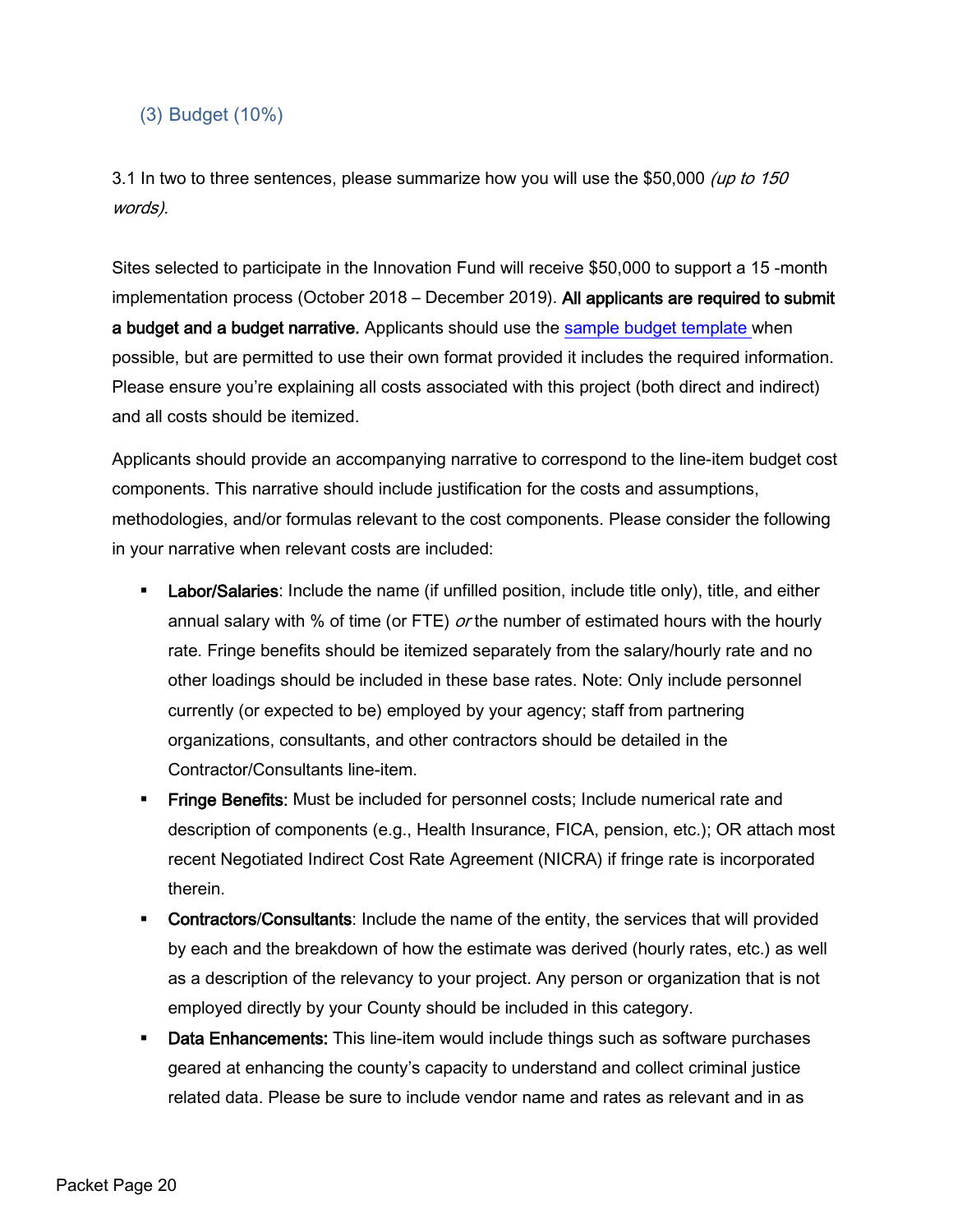### (3) Budget (10%)

3.1 In two to three sentences, please summarize how you will use the $50,000 *(up to 150 words).*

Sites selected to participate in the Innovation Fund will receive $50,000 to support a 15 -month implementation process (October 2018 – December 2019). **All applicants are required to submit a budget and a budget narrative.** Applicants should use the [sample budget template](sample budget template) when possible, but are permitted to use their own format provided it includes the required information. Please ensure you're explaining all costs associated with this project (both direct and indirect) and all costs should be itemized.

Applicants should provide an accompanying narrative to correspond to the line-item budget cost components. This narrative should include justification for the costs and assumptions, methodologies, and/or formulas relevant to the cost components. Please consider the following in your narrative when relevant costs are included:

- **Labor/Salaries**: Include the name (if unfilled position, include title only), title, and either annual salary with % of time (or FTE) *or* the number of estimated hours with the hourly rate. Fringe benefits should be itemized separately from the salary/hourly rate and no other loadings should be included in these base rates. Note: Only include personnel currently (or expected to be) employed by your agency; staff from partnering organizations, consultants, and other contractors should be detailed in the Contractor/Consultants line-item.
- **Fringe Benefits:** Must be included for personnel costs; Include numerical rate and description of components (e.g., Health Insurance, FICA, pension, etc.); OR attach most recent Negotiated Indirect Cost Rate Agreement (NICRA) if fringe rate is incorporated therein.
- **Contractors/Consultants**: Include the name of the entity, the services that will provided by each and the breakdown of how the estimate was derived (hourly rates, etc.) as well as a description of the relevancy to your project. Any person or organization that is not employed directly by your County should be included in this category.
- **Data Enhancements:** This line-item would include things such as software purchases geared at enhancing the county's capacity to understand and collect criminal justice related data. Please be sure to include vendor name and rates as relevant and in as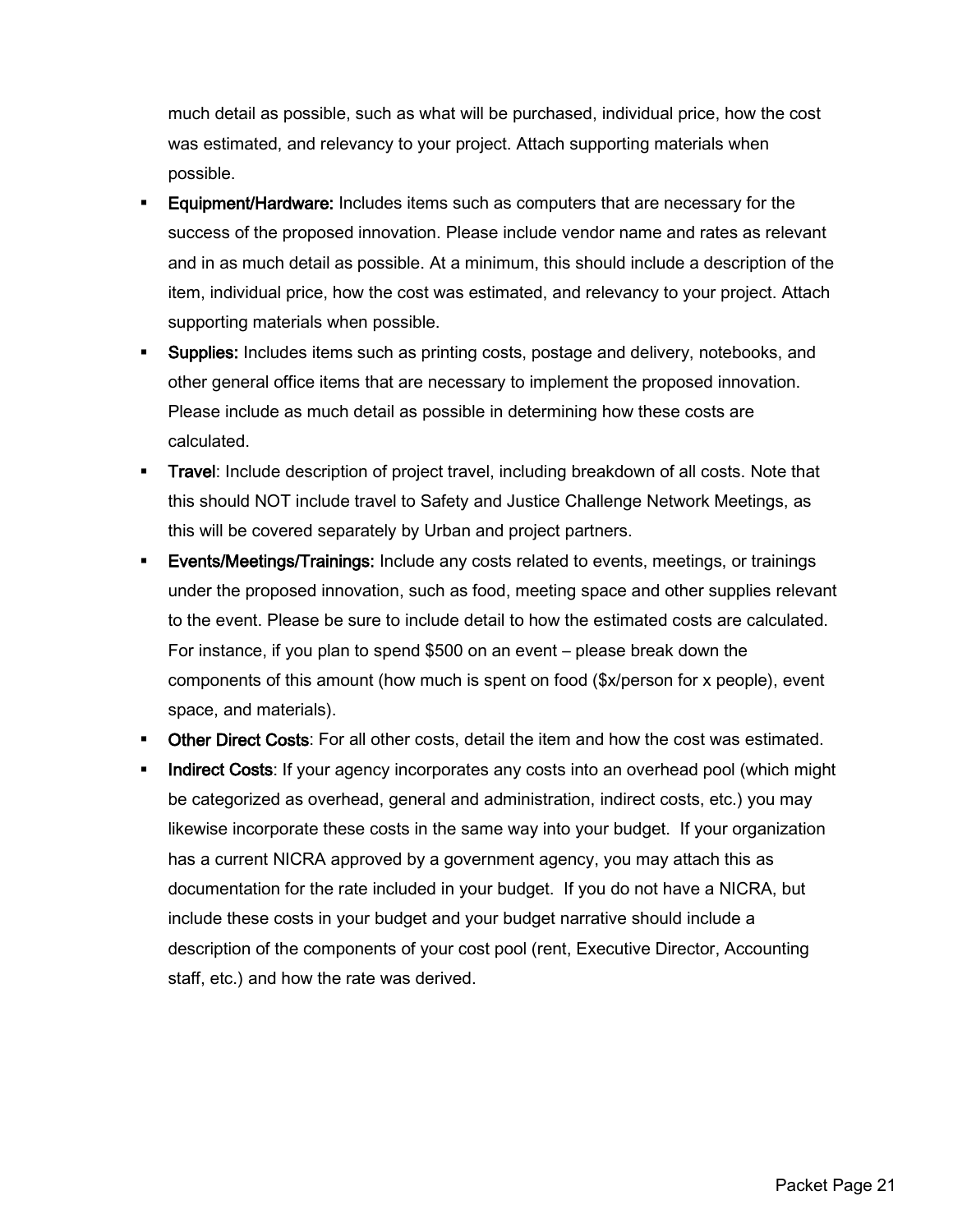much detail as possible, such as what will be purchased, individual price, how the cost was estimated, and relevancy to your project. Attach supporting materials when possible.

- **Equipment/Hardware:** Includes items such as computers that are necessary for the success of the proposed innovation. Please include vendor name and rates as relevant and in as much detail as possible. At a minimum, this should include a description of the item, individual price, how the cost was estimated, and relevancy to your project. Attach supporting materials when possible.
- **Supplies:** Includes items such as printing costs, postage and delivery, notebooks, and other general office items that are necessary to implement the proposed innovation. Please include as much detail as possible in determining how these costs are calculated.
- **Travel**: Include description of project travel, including breakdown of all costs. Note that this should NOT include travel to Safety and Justice Challenge Network Meetings, as this will be covered separately by Urban and project partners.
- **Events/Meetings/Trainings:** Include any costs related to events, meetings, or trainings under the proposed innovation, such as food, meeting space and other supplies relevant to the event. Please be sure to include detail to how the estimated costs are calculated. For instance, if you plan to spend $500 on an event – please break down the components of this amount (how much is spent on food ($x/person for x people), event space, and materials).
- **Other Direct Costs**: For all other costs, detail the item and how the cost was estimated.
- **Indirect Costs**: If your agency incorporates any costs into an overhead pool (which might be categorized as overhead, general and administration, indirect costs, etc.) you may likewise incorporate these costs in the same way into your budget. If your organization has a current NICRA approved by a government agency, you may attach this as documentation for the rate included in your budget. If you do not have a NICRA, but include these costs in your budget and your budget narrative should include a description of the components of your cost pool (rent, Executive Director, Accounting staff, etc.) and how the rate was derived.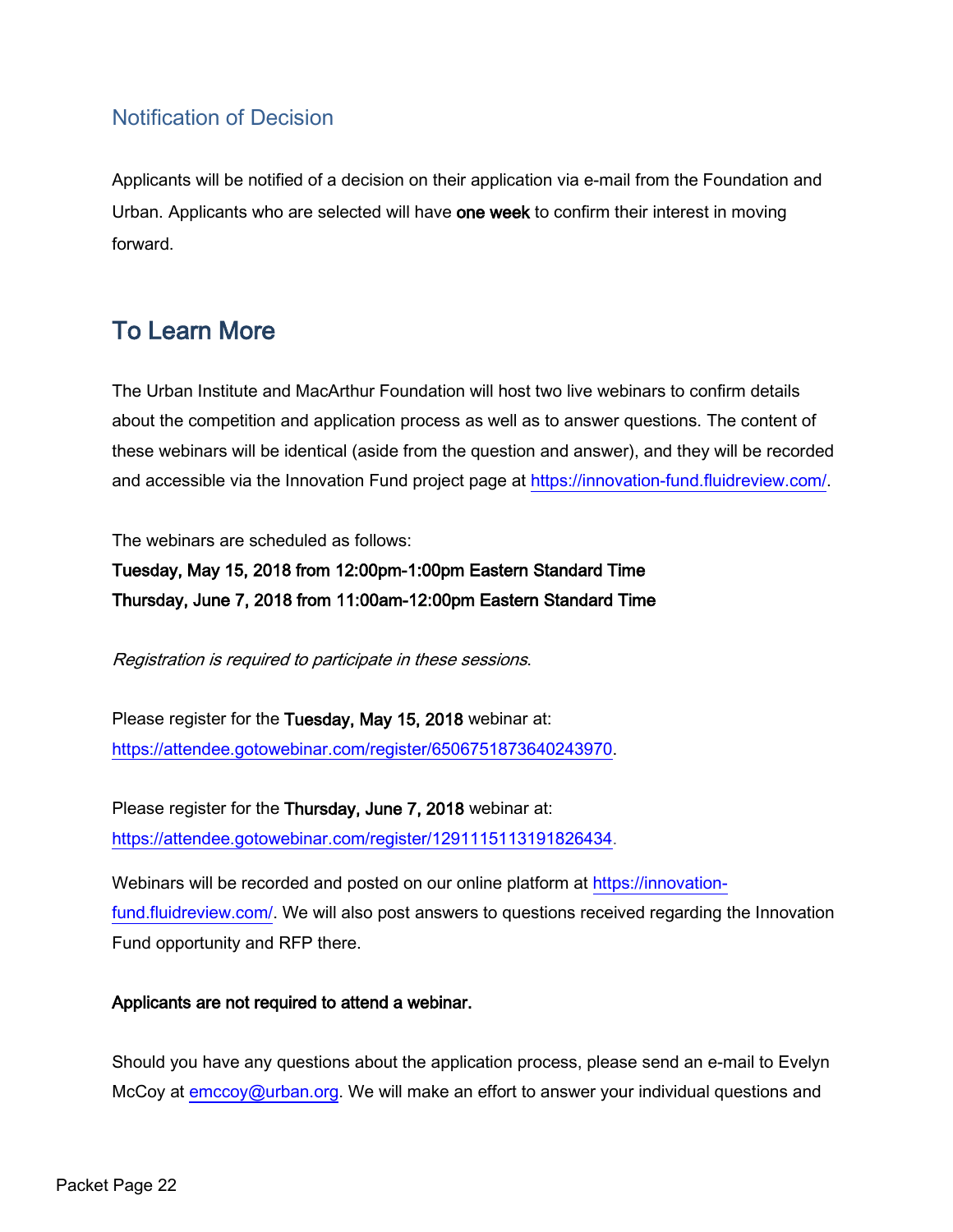### Notification of Decision

Applicants will be notified of a decision on their application via e-mail from the Foundation and Urban. Applicants who are selected will have **one week** to confirm their interest in moving forward.

## To Learn More

The Urban Institute and MacArthur Foundation will host two live webinars to confirm details about the competition and application process as well as to answer questions. The content of these webinars will be identical (aside from the question and answer), and they will be recorded and accessible via the Innovation Fund project page at https://innovation-fund.fluidreview.com/.

The webinars are scheduled as follows:
**Tuesday, May 15, 2018 from 12:00pm-1:00pm Eastern Standard Time**
**Thursday, June 7, 2018 from 11:00am-12:00pm Eastern Standard Time**

*Registration is required to participate in these sessions*.

Please register for the **Tuesday, May 15, 2018** webinar at:
https://attendee.gotowebinar.com/register/6506751873640243970.

Please register for the **Thursday, June 7, 2018** webinar at:
https://attendee.gotowebinar.com/register/1291115113191826434.

Webinars will be recorded and posted on our online platform at https://innovation-fund.fluidreview.com/. We will also post answers to questions received regarding the Innovation Fund opportunity and RFP there.

**Applicants are not required to attend a webinar.**

Should you have any questions about the application process, please send an e-mail to Evelyn McCoy at emccoy@urban.org. We will make an effort to answer your individual questions and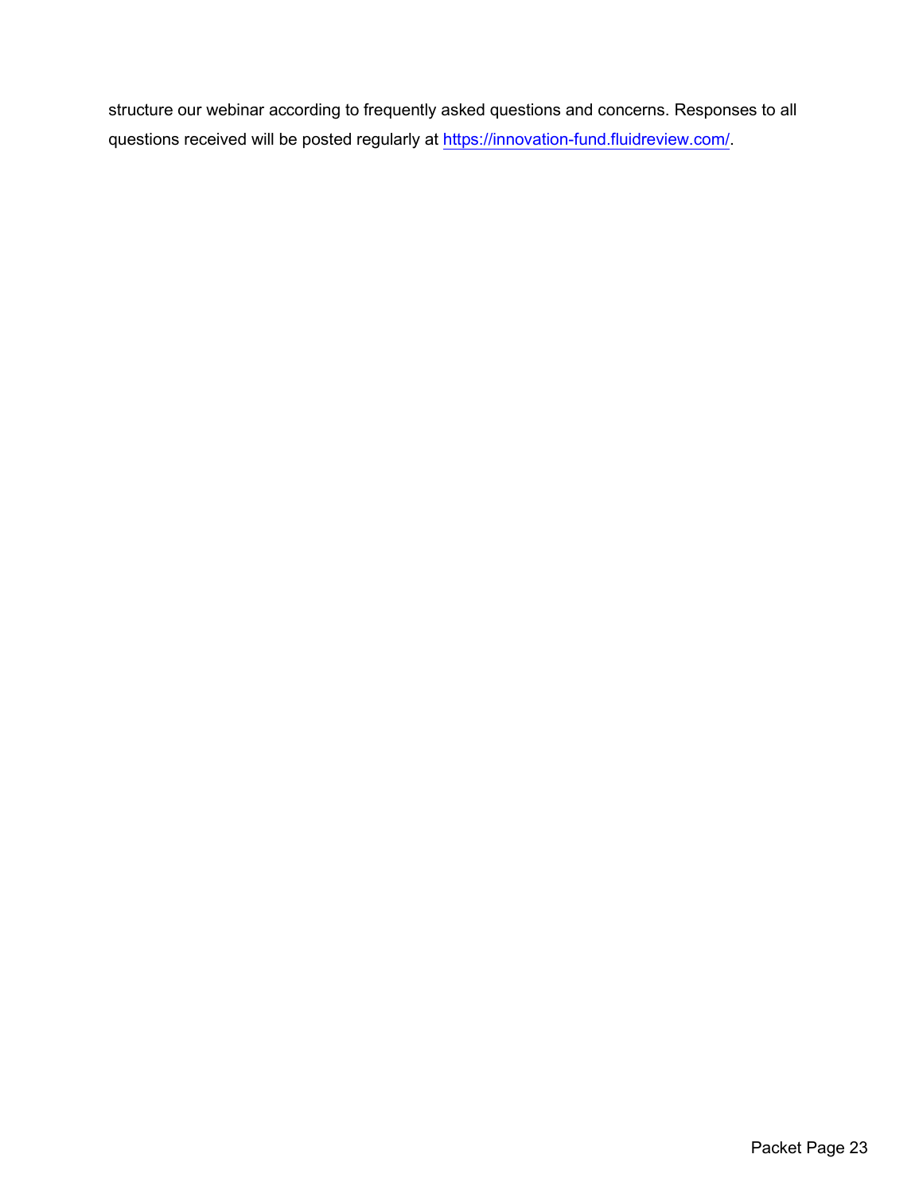structure our webinar according to frequently asked questions and concerns. Responses to all questions received will be posted regularly at https://innovation-fund.fluidreview.com/.